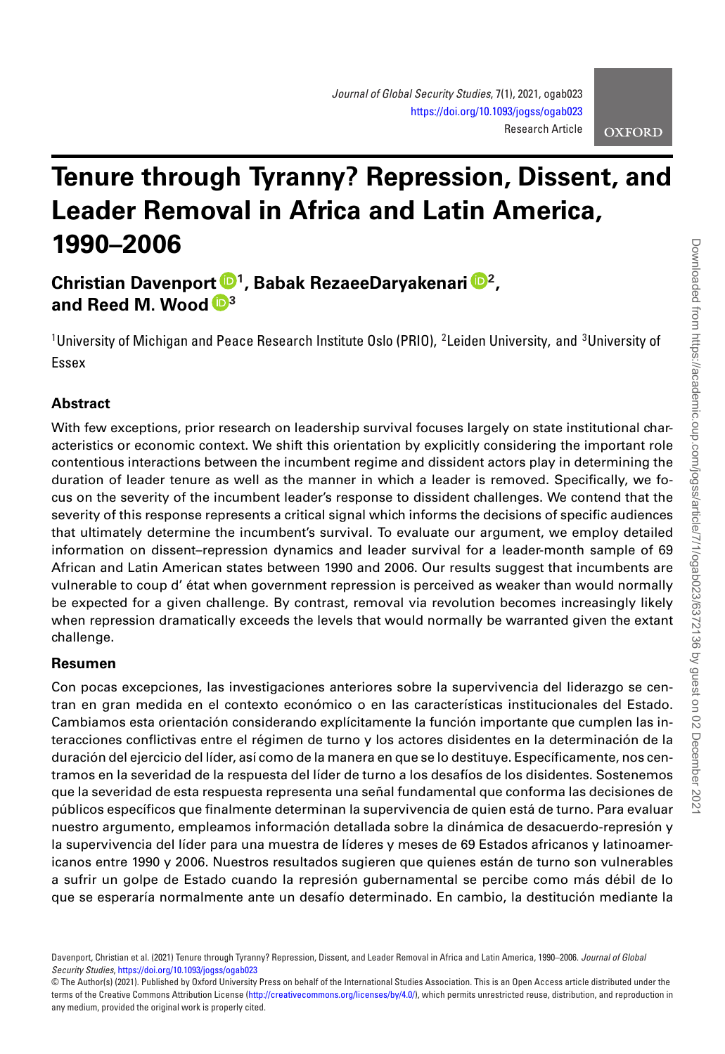# Tenure through Tyranny? Repression, Dissent, and Leader Removal in Africa and Latin America, 1990–2006

**Christian Davenport [1], Babak RezaeeDaryakenari [2], and Reed M. Wood [3]**

[1]University of Michigan and Peace Research Institute Oslo (PRIO), [2]Leiden University, and [3]University of Essex

## Abstract

With few exceptions, prior research on leadership survival focuses largely on state institutional characteristics or economic context. We shift this orientation by explicitly considering the important role contentious interactions between the incumbent regime and dissident actors play in determining the duration of leader tenure as well as the manner in which a leader is removed. Specifically, we focus on the severity of the incumbent leader's response to dissident challenges. We contend that the severity of this response represents a critical signal which informs the decisions of specific audiences that ultimately determine the incumbent's survival. To evaluate our argument, we employ detailed information on dissent–repression dynamics and leader survival for a leader-month sample of 69 African and Latin American states between 1990 and 2006. Our results suggest that incumbents are vulnerable to coup d' état when government repression is perceived as weaker than would normally be expected for a given challenge. By contrast, removal via revolution becomes increasingly likely when repression dramatically exceeds the levels that would normally be warranted given the extant challenge.

## Resumen

Con pocas excepciones, las investigaciones anteriores sobre la supervivencia del liderazgo se centran en gran medida en el contexto económico o en las características institucionales del Estado. Cambiamos esta orientación considerando explícitamente la función importante que cumplen las interacciones conflictivas entre el régimen de turno y los actores disidentes en la determinación de la duración del ejercicio del líder, así como de la manera en que se lo destituye. Específicamente, nos centramos en la severidad de la respuesta del líder de turno a los desafíos de los disidentes. Sostenemos que la severidad de esta respuesta representa una señal fundamental que conforma las decisiones de públicos específicos que finalmente determinan la supervivencia de quien está de turno. Para evaluar nuestro argumento, empleamos información detallada sobre la dinámica de desacuerdo-represión y la supervivencia del líder para una muestra de líderes y meses de 69 Estados africanos y latinoamericanos entre 1990 y 2006. Nuestros resultados sugieren que quienes están de turno son vulnerables a sufrir un golpe de Estado cuando la represión gubernamental se percibe como más débil de lo que se esperaría normalmente ante un desafío determinado. En cambio, la destitución mediante la

Davenport, Christian et al. (2021) Tenure through Tyranny? Repression, Dissent, and Leader Removal in Africa and Latin America, 1990–2006. *Journal of Global Security Studies*, https://doi.org/10.1093/jogss/ogab023

© The Author(s) (2021). Published by Oxford University Press on behalf of the International Studies Association. This is an Open Access article distributed under the terms of the Creative Commons Attribution License (http://creativecommons.org/licenses/by/4.0/), which permits unrestricted reuse, distribution, and reproduction in any medium, provided the original work is properly cited.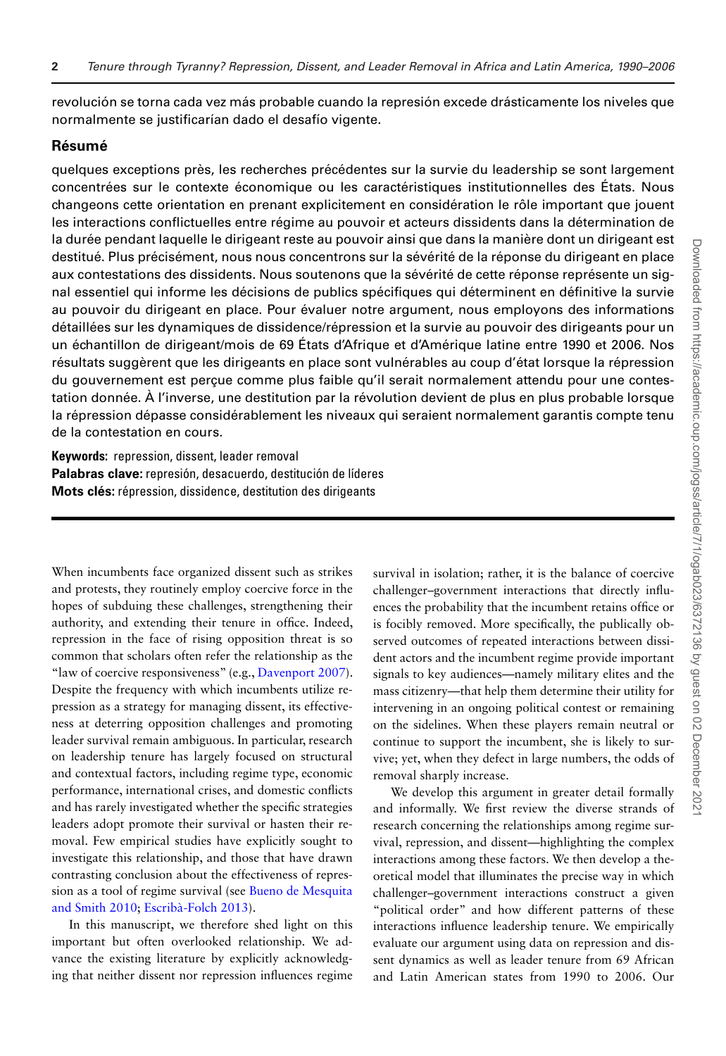revolución se torna cada vez más probable cuando la represión excede drásticamente los niveles que normalmente se justificarían dado el desafío vigente.

## Résumé

quelques exceptions près, les recherches précédentes sur la survie du leadership se sont largement concentrées sur le contexte économique ou les caractéristiques institutionnelles des États. Nous changeons cette orientation en prenant explicitement en considération le rôle important que jouent les interactions conflictuelles entre régime au pouvoir et acteurs dissidents dans la détermination de la durée pendant laquelle le dirigeant reste au pouvoir ainsi que dans la manière dont un dirigeant est destitué. Plus précisément, nous nous concentrons sur la sévérité de la réponse du dirigeant en place aux contestations des dissidents. Nous soutenons que la sévérité de cette réponse représente un signal essentiel qui informe les décisions de publics spécifiques qui déterminent en définitive la survie au pouvoir du dirigeant en place. Pour évaluer notre argument, nous employons des informations détaillées sur les dynamiques de dissidence/répression et la survie au pouvoir des dirigeants pour un un échantillon de dirigeant/mois de 69 États d'Afrique et d'Amérique latine entre 1990 et 2006. Nos résultats suggèrent que les dirigeants en place sont vulnérables au coup d'état lorsque la répression du gouvernement est perçue comme plus faible qu'il serait normalement attendu pour une contestation donnée. À l'inverse, une destitution par la révolution devient de plus en plus probable lorsque la répression dépasse considérablement les niveaux qui seraient normalement garantis compte tenu de la contestation en cours.

**Keywords:** repression, dissent, leader removal
**Palabras clave:** represión, desacuerdo, destitución de líderes
**Mots clés:** répression, dissidence, destitution des dirigeants

When incumbents face organized dissent such as strikes and protests, they routinely employ coercive force in the hopes of subduing these challenges, strengthening their authority, and extending their tenure in office. Indeed, repression in the face of rising opposition threat is so common that scholars often refer the relationship as the "law of coercive responsiveness" (e.g., Davenport 2007). Despite the frequency with which incumbents utilize repression as a strategy for managing dissent, its effectiveness at deterring opposition challenges and promoting leader survival remain ambiguous. In particular, research on leadership tenure has largely focused on structural and contextual factors, including regime type, economic performance, international crises, and domestic conflicts and has rarely investigated whether the specific strategies leaders adopt promote their survival or hasten their removal. Few empirical studies have explicitly sought to investigate this relationship, and those that have drawn contrasting conclusion about the effectiveness of repression as a tool of regime survival (see Bueno de Mesquita and Smith 2010; Escribà-Folch 2013).

In this manuscript, we therefore shed light on this important but often overlooked relationship. We advance the existing literature by explicitly acknowledging that neither dissent nor repression influences regime survival in isolation; rather, it is the balance of coercive challenger–government interactions that directly influences the probability that the incumbent retains office or is focibly removed. More specifically, the publically observed outcomes of repeated interactions between dissident actors and the incumbent regime provide important signals to key audiences—namely military elites and the mass citizenry—that help them determine their utility for intervening in an ongoing political contest or remaining on the sidelines. When these players remain neutral or continue to support the incumbent, she is likely to survive; yet, when they defect in large numbers, the odds of removal sharply increase.

We develop this argument in greater detail formally and informally. We first review the diverse strands of research concerning the relationships among regime survival, repression, and dissent—highlighting the complex interactions among these factors. We then develop a theoretical model that illuminates the precise way in which challenger–government interactions construct a given "political order" and how different patterns of these interactions influence leadership tenure. We empirically evaluate our argument using data on repression and dissent dynamics as well as leader tenure from 69 African and Latin American states from 1990 to 2006. Our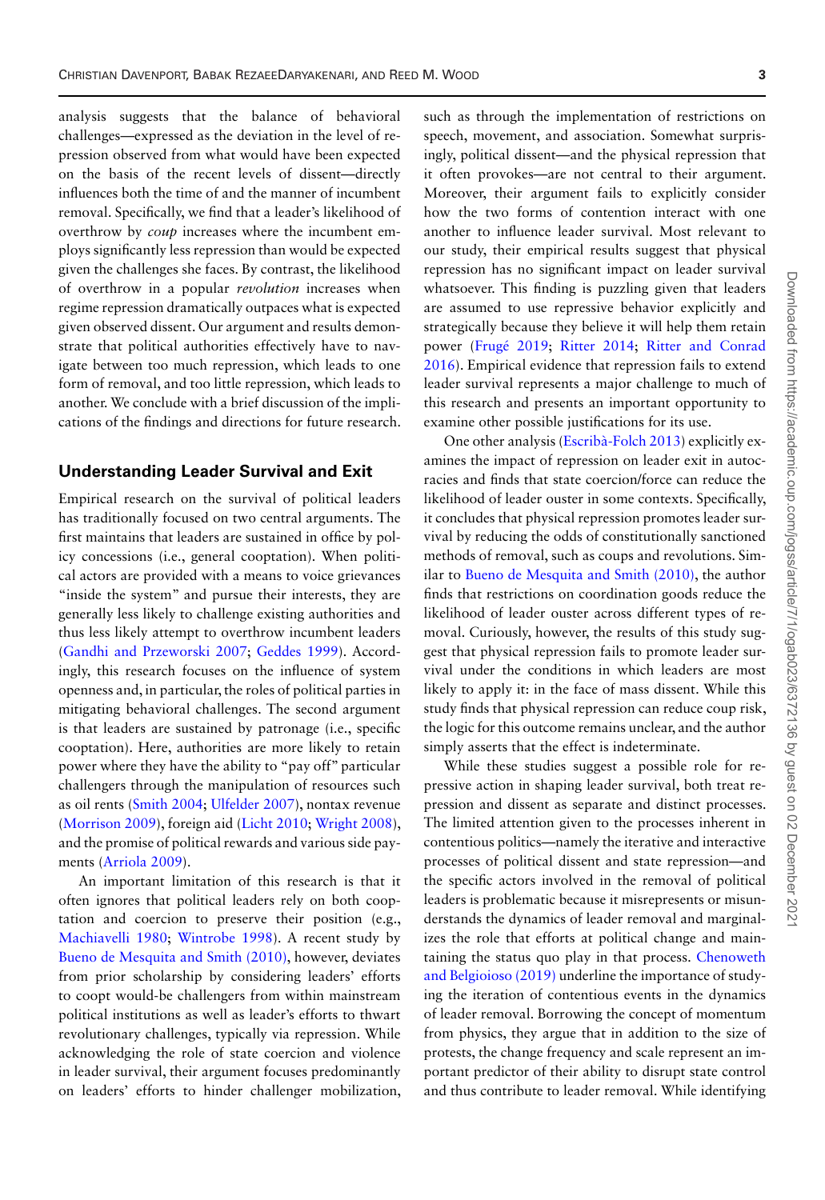analysis suggests that the balance of behavioral challenges—expressed as the deviation in the level of repression observed from what would have been expected on the basis of the recent levels of dissent—directly influences both the time of and the manner of incumbent removal. Specifically, we find that a leader's likelihood of overthrow by *coup* increases where the incumbent employs significantly less repression than would be expected given the challenges she faces. By contrast, the likelihood of overthrow in a popular *revolution* increases when regime repression dramatically outpaces what is expected given observed dissent. Our argument and results demonstrate that political authorities effectively have to navigate between too much repression, which leads to one form of removal, and too little repression, which leads to another. We conclude with a brief discussion of the implications of the findings and directions for future research.

## Understanding Leader Survival and Exit

Empirical research on the survival of political leaders has traditionally focused on two central arguments. The first maintains that leaders are sustained in office by policy concessions (i.e., general cooptation). When political actors are provided with a means to voice grievances "inside the system" and pursue their interests, they are generally less likely to challenge existing authorities and thus less likely attempt to overthrow incumbent leaders (Gandhi and Przeworski 2007; Geddes 1999). Accordingly, this research focuses on the influence of system openness and, in particular, the roles of political parties in mitigating behavioral challenges. The second argument is that leaders are sustained by patronage (i.e., specific cooptation). Here, authorities are more likely to retain power where they have the ability to "pay off" particular challengers through the manipulation of resources such as oil rents (Smith 2004; Ulfelder 2007), nontax revenue (Morrison 2009), foreign aid (Licht 2010; Wright 2008), and the promise of political rewards and various side payments (Arriola 2009).

An important limitation of this research is that it often ignores that political leaders rely on both cooptation and coercion to preserve their position (e.g., Machiavelli 1980; Wintrobe 1998). A recent study by Bueno de Mesquita and Smith (2010), however, deviates from prior scholarship by considering leaders' efforts to coopt would-be challengers from within mainstream political institutions as well as leader's efforts to thwart revolutionary challenges, typically via repression. While acknowledging the role of state coercion and violence in leader survival, their argument focuses predominantly on leaders' efforts to hinder challenger mobilization, such as through the implementation of restrictions on speech, movement, and association. Somewhat surprisingly, political dissent—and the physical repression that it often provokes—are not central to their argument. Moreover, their argument fails to explicitly consider how the two forms of contention interact with one another to influence leader survival. Most relevant to our study, their empirical results suggest that physical repression has no significant impact on leader survival whatsoever. This finding is puzzling given that leaders are assumed to use repressive behavior explicitly and strategically because they believe it will help them retain power (Frugé 2019; Ritter 2014; Ritter and Conrad 2016). Empirical evidence that repression fails to extend leader survival represents a major challenge to much of this research and presents an important opportunity to examine other possible justifications for its use.

One other analysis (Escribà-Folch 2013) explicitly examines the impact of repression on leader exit in autocracies and finds that state coercion/force can reduce the likelihood of leader ouster in some contexts. Specifically, it concludes that physical repression promotes leader survival by reducing the odds of constitutionally sanctioned methods of removal, such as coups and revolutions. Similar to Bueno de Mesquita and Smith (2010), the author finds that restrictions on coordination goods reduce the likelihood of leader ouster across different types of removal. Curiously, however, the results of this study suggest that physical repression fails to promote leader survival under the conditions in which leaders are most likely to apply it: in the face of mass dissent. While this study finds that physical repression can reduce coup risk, the logic for this outcome remains unclear, and the author simply asserts that the effect is indeterminate.

While these studies suggest a possible role for repressive action in shaping leader survival, both treat repression and dissent as separate and distinct processes. The limited attention given to the processes inherent in contentious politics—namely the iterative and interactive processes of political dissent and state repression—and the specific actors involved in the removal of political leaders is problematic because it misrepresents or misunderstands the dynamics of leader removal and marginalizes the role that efforts at political change and maintaining the status quo play in that process. Chenoweth and Belgioioso (2019) underline the importance of studying the iteration of contentious events in the dynamics of leader removal. Borrowing the concept of momentum from physics, they argue that in addition to the size of protests, the change frequency and scale represent an important predictor of their ability to disrupt state control and thus contribute to leader removal. While identifying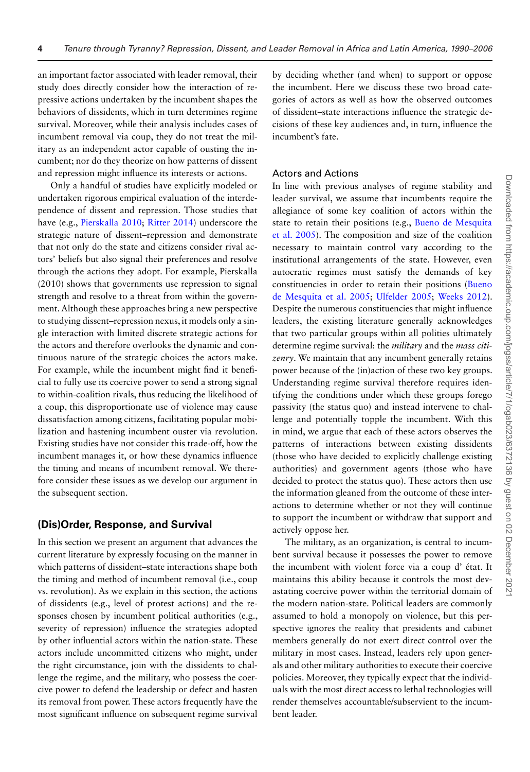an important factor associated with leader removal, their study does directly consider how the interaction of repressive actions undertaken by the incumbent shapes the behaviors of dissidents, which in turn determines regime survival. Moreover, while their analysis includes cases of incumbent removal via coup, they do not treat the military as an independent actor capable of ousting the incumbent; nor do they theorize on how patterns of dissent and repression might influence its interests or actions.

Only a handful of studies have explicitly modeled or undertaken rigorous empirical evaluation of the interdependence of dissent and repression. Those studies that have (e.g., Pierskalla 2010; Ritter 2014) underscore the strategic nature of dissent–repression and demonstrate that not only do the state and citizens consider rival actors' beliefs but also signal their preferences and resolve through the actions they adopt. For example, Pierskalla (2010) shows that governments use repression to signal strength and resolve to a threat from within the government. Although these approaches bring a new perspective to studying dissent–repression nexus, it models only a single interaction with limited discrete strategic actions for the actors and therefore overlooks the dynamic and continuous nature of the strategic choices the actors make. For example, while the incumbent might find it beneficial to fully use its coercive power to send a strong signal to within-coalition rivals, thus reducing the likelihood of a coup, this disproportionate use of violence may cause dissatisfaction among citizens, facilitating popular mobilization and hastening incumbent ouster via revolution. Existing studies have not consider this trade-off, how the incumbent manages it, or how these dynamics influence the timing and means of incumbent removal. We therefore consider these issues as we develop our argument in the subsequent section.

## (Dis)Order, Response, and Survival

In this section we present an argument that advances the current literature by expressly focusing on the manner in which patterns of dissident–state interactions shape both the timing and method of incumbent removal (i.e., coup vs. revolution). As we explain in this section, the actions of dissidents (e.g., level of protest actions) and the responses chosen by incumbent political authorities (e.g., severity of repression) influence the strategies adopted by other influential actors within the nation-state. These actors include uncommitted citizens who might, under the right circumstance, join with the dissidents to challenge the regime, and the military, who possess the coercive power to defend the leadership or defect and hasten its removal from power. These actors frequently have the most significant influence on subsequent regime survival by deciding whether (and when) to support or oppose the incumbent. Here we discuss these two broad categories of actors as well as how the observed outcomes of dissident–state interactions influence the strategic decisions of these key audiences and, in turn, influence the incumbent's fate.

### Actors and Actions

In line with previous analyses of regime stability and leader survival, we assume that incumbents require the allegiance of some key coalition of actors within the state to retain their positions (e.g., Bueno de Mesquita et al. 2005). The composition and size of the coalition necessary to maintain control vary according to the institutional arrangements of the state. However, even autocratic regimes must satisfy the demands of key constituencies in order to retain their positions (Bueno de Mesquita et al. 2005; Ulfelder 2005; Weeks 2012). Despite the numerous constituencies that might influence leaders, the existing literature generally acknowledges that two particular groups within all polities ultimately determine regime survival: the *military* and the *mass citizenry*. We maintain that any incumbent generally retains power because of the (in)action of these two key groups. Understanding regime survival therefore requires identifying the conditions under which these groups forego passivity (the status quo) and instead intervene to challenge and potentially topple the incumbent. With this in mind, we argue that each of these actors observes the patterns of interactions between existing dissidents (those who have decided to explicitly challenge existing authorities) and government agents (those who have decided to protect the status quo). These actors then use the information gleaned from the outcome of these interactions to determine whether or not they will continue to support the incumbent or withdraw that support and actively oppose her.

The military, as an organization, is central to incumbent survival because it possesses the power to remove the incumbent with violent force via a coup d' état. It maintains this ability because it controls the most devastating coercive power within the territorial domain of the modern nation-state. Political leaders are commonly assumed to hold a monopoly on violence, but this perspective ignores the reality that presidents and cabinet members generally do not exert direct control over the military in most cases. Instead, leaders rely upon generals and other military authorities to execute their coercive policies. Moreover, they typically expect that the individuals with the most direct access to lethal technologies will render themselves accountable/subservient to the incumbent leader.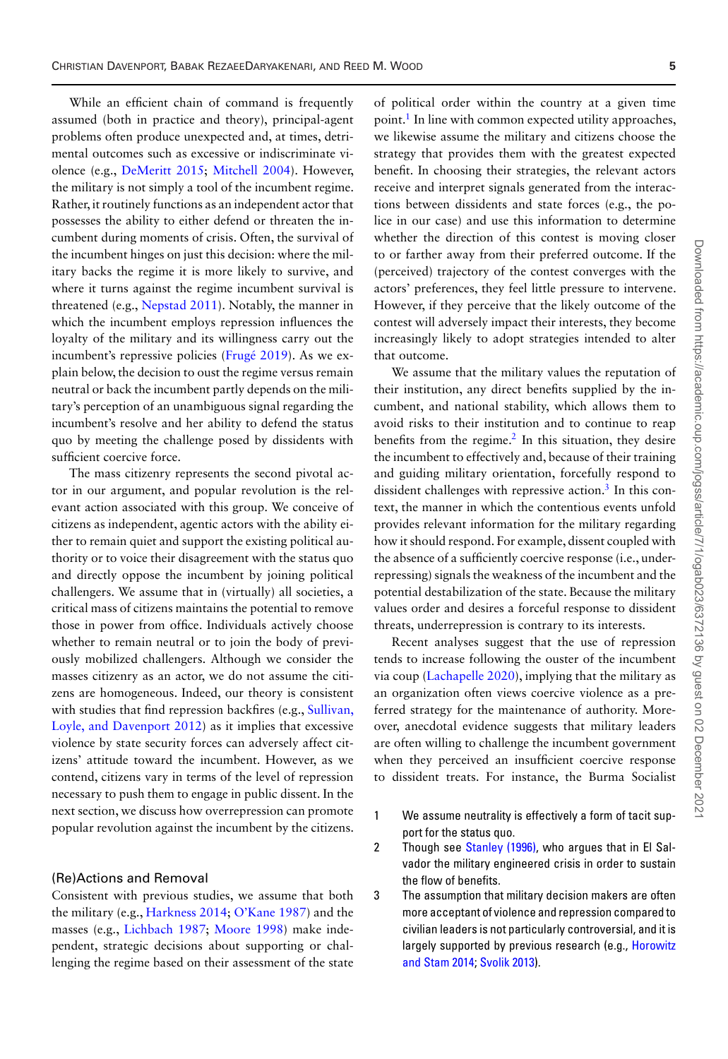While an efficient chain of command is frequently assumed (both in practice and theory), principal-agent problems often produce unexpected and, at times, detrimental outcomes such as excessive or indiscriminate violence (e.g., DeMeritt 2015; Mitchell 2004). However, the military is not simply a tool of the incumbent regime. Rather, it routinely functions as an independent actor that possesses the ability to either defend or threaten the incumbent during moments of crisis. Often, the survival of the incumbent hinges on just this decision: where the military backs the regime it is more likely to survive, and where it turns against the regime incumbent survival is threatened (e.g., Nepstad 2011). Notably, the manner in which the incumbent employs repression influences the loyalty of the military and its willingness carry out the incumbent's repressive policies (Frugé 2019). As we explain below, the decision to oust the regime versus remain neutral or back the incumbent partly depends on the military's perception of an unambiguous signal regarding the incumbent's resolve and her ability to defend the status quo by meeting the challenge posed by dissidents with sufficient coercive force.

The mass citizenry represents the second pivotal actor in our argument, and popular revolution is the relevant action associated with this group. We conceive of citizens as independent, agentic actors with the ability either to remain quiet and support the existing political authority or to voice their disagreement with the status quo and directly oppose the incumbent by joining political challengers. We assume that in (virtually) all societies, a critical mass of citizens maintains the potential to remove those in power from office. Individuals actively choose whether to remain neutral or to join the body of previously mobilized challengers. Although we consider the masses citizenry as an actor, we do not assume the citizens are homogeneous. Indeed, our theory is consistent with studies that find repression backfires (e.g., Sullivan, Loyle, and Davenport 2012) as it implies that excessive violence by state security forces can adversely affect citizens' attitude toward the incumbent. However, as we contend, citizens vary in terms of the level of repression necessary to push them to engage in public dissent. In the next section, we discuss how overrepression can promote popular revolution against the incumbent by the citizens.

## (Re)Actions and Removal

Consistent with previous studies, we assume that both the military (e.g., Harkness 2014; O'Kane 1987) and the masses (e.g., Lichbach 1987; Moore 1998) make independent, strategic decisions about supporting or challenging the regime based on their assessment of the state of political order within the country at a given time point.[1] In line with common expected utility approaches, we likewise assume the military and citizens choose the strategy that provides them with the greatest expected benefit. In choosing their strategies, the relevant actors receive and interpret signals generated from the interactions between dissidents and state forces (e.g., the police in our case) and use this information to determine whether the direction of this contest is moving closer to or farther away from their preferred outcome. If the (perceived) trajectory of the contest converges with the actors' preferences, they feel little pressure to intervene. However, if they perceive that the likely outcome of the contest will adversely impact their interests, they become increasingly likely to adopt strategies intended to alter that outcome.

We assume that the military values the reputation of their institution, any direct benefits supplied by the incumbent, and national stability, which allows them to avoid risks to their institution and to continue to reap benefits from the regime.[2] In this situation, they desire the incumbent to effectively and, because of their training and guiding military orientation, forcefully respond to dissident challenges with repressive action.[3] In this context, the manner in which the contentious events unfold provides relevant information for the military regarding how it should respond. For example, dissent coupled with the absence of a sufficiently coercive response (i.e., underrepressing) signals the weakness of the incumbent and the potential destabilization of the state. Because the military values order and desires a forceful response to dissident threats, underrepression is contrary to its interests.

Recent analyses suggest that the use of repression tends to increase following the ouster of the incumbent via coup (Lachapelle 2020), implying that the military as an organization often views coercive violence as a preferred strategy for the maintenance of authority. Moreover, anecdotal evidence suggests that military leaders are often willing to challenge the incumbent government when they perceived an insufficient coercive response to dissident treats. For instance, the Burma Socialist

1 We assume neutrality is effectively a form of tacit support for the status quo.

2 Though see Stanley (1996), who argues that in El Salvador the military engineered crisis in order to sustain the flow of benefits.

3 The assumption that military decision makers are often more acceptant of violence and repression compared to civilian leaders is not particularly controversial, and it is largely supported by previous research (e.g., Horowitz and Stam 2014; Svolik 2013).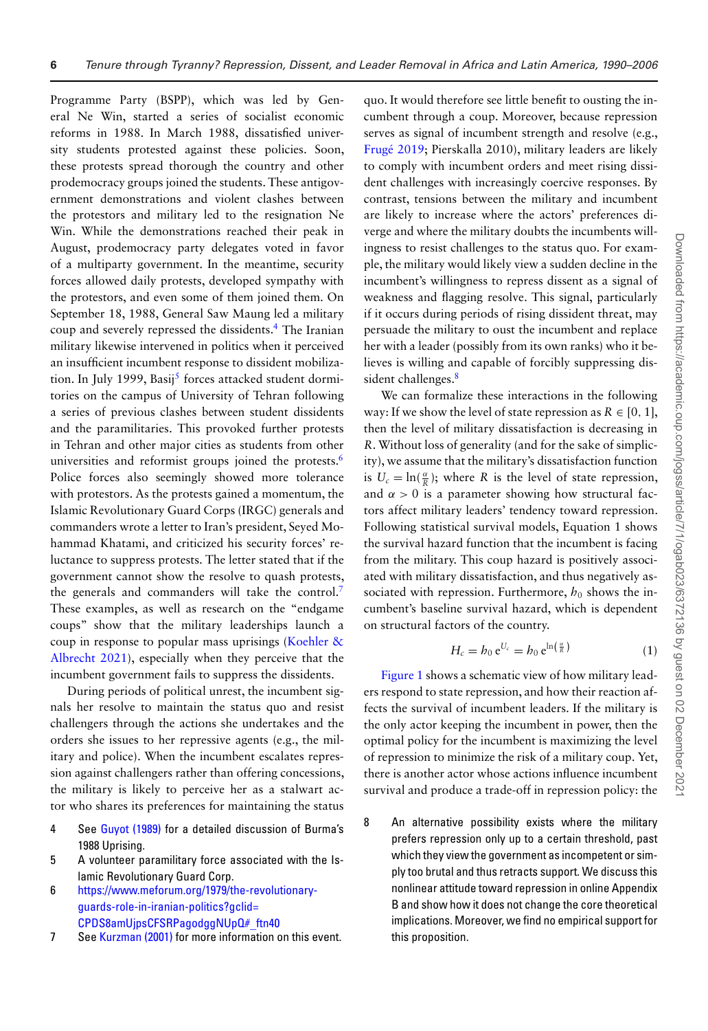Programme Party (BSPP), which was led by General Ne Win, started a series of socialist economic reforms in 1988. In March 1988, dissatisfied university students protested against these policies. Soon, these protests spread thorough the country and other prodemocracy groups joined the students. These antigovernment demonstrations and violent clashes between the protestors and military led to the resignation Ne Win. While the demonstrations reached their peak in August, prodemocracy party delegates voted in favor of a multiparty government. In the meantime, security forces allowed daily protests, developed sympathy with the protestors, and even some of them joined them. On September 18, 1988, General Saw Maung led a military coup and severely repressed the dissidents.[4] The Iranian military likewise intervened in politics when it perceived an insufficient incumbent response to dissident mobilization. In July 1999, Basij[5] forces attacked student dormitories on the campus of University of Tehran following a series of previous clashes between student dissidents and the paramilitaries. This provoked further protests in Tehran and other major cities as students from other universities and reformist groups joined the protests.[6] Police forces also seemingly showed more tolerance with protestors. As the protests gained a momentum, the Islamic Revolutionary Guard Corps (IRGC) generals and commanders wrote a letter to Iran's president, Seyed Mohammad Khatami, and criticized his security forces' reluctance to suppress protests. The letter stated that if the government cannot show the resolve to quash protests, the generals and commanders will take the control.[7] These examples, as well as research on the "endgame coups" show that the military leaderships launch a coup in response to popular mass uprisings (Koehler & Albrecht 2021), especially when they perceive that the incumbent government fails to suppress the dissidents.

During periods of political unrest, the incumbent signals her resolve to maintain the status quo and resist challengers through the actions she undertakes and the orders she issues to her repressive agents (e.g., the military and police). When the incumbent escalates repression against challengers rather than offering concessions, the military is likely to perceive her as a stalwart actor who shares its preferences for maintaining the status quo. It would therefore see little benefit to ousting the incumbent through a coup. Moreover, because repression serves as signal of incumbent strength and resolve (e.g., Frugé 2019; Pierskalla 2010), military leaders are likely to comply with incumbent orders and meet rising dissident challenges with increasingly coercive responses. By contrast, tensions between the military and incumbent are likely to increase where the actors' preferences diverge and where the military doubts the incumbents willingness to resist challenges to the status quo. For example, the military would likely view a sudden decline in the incumbent's willingness to repress dissent as a signal of weakness and flagging resolve. This signal, particularly if it occurs during periods of rising dissident threat, may persuade the military to oust the incumbent and replace her with a leader (possibly from its own ranks) who it believes is willing and capable of forcibly suppressing dissident challenges.[8]

We can formalize these interactions in the following way: If we show the level of state repression as $R \in [0, 1]$, then the level of military dissatisfaction is decreasing in $R$. Without loss of generality (and for the sake of simplicity), we assume that the military's dissatisfaction function is $U_c = \ln(\frac{\alpha}{R})$; where $R$ is the level of state repression, and $\alpha > 0$ is a parameter showing how structural factors affect military leaders' tendency toward repression. Following statistical survival models, Equation 1 shows the survival hazard function that the incumbent is facing from the military. This coup hazard is positively associated with military dissatisfaction, and thus negatively associated with repression. Furthermore, $h_0$ shows the incumbent's baseline survival hazard, which is dependent on structural factors of the country.

$$H_c = h_0 \, e^{U_c} = h_0 \, e^{\ln\left(\frac{\alpha}{R}\right)} \tag{1}$$

Figure 1 shows a schematic view of how military leaders respond to state repression, and how their reaction affects the survival of incumbent leaders. If the military is the only actor keeping the incumbent in power, then the optimal policy for the incumbent is maximizing the level of repression to minimize the risk of a military coup. Yet, there is another actor whose actions influence incumbent survival and produce a trade-off in repression policy: the

4 See Guyot (1989) for a detailed discussion of Burma's 1988 Uprising.

5 A volunteer paramilitary force associated with the Islamic Revolutionary Guard Corp.

6 https://www.meforum.org/1979/the-revolutionary-guards-role-in-iranian-politics?gclid=CPDS8amUjpsCFSRPagodggNUpQ#_ftn40

7 See Kurzman (2001) for more information on this event.

8 An alternative possibility exists where the military prefers repression only up to a certain threshold, past which they view the government as incompetent or simply too brutal and thus retracts support. We discuss this nonlinear attitude toward repression in online Appendix B and show how it does not change the core theoretical implications. Moreover, we find no empirical support for this proposition.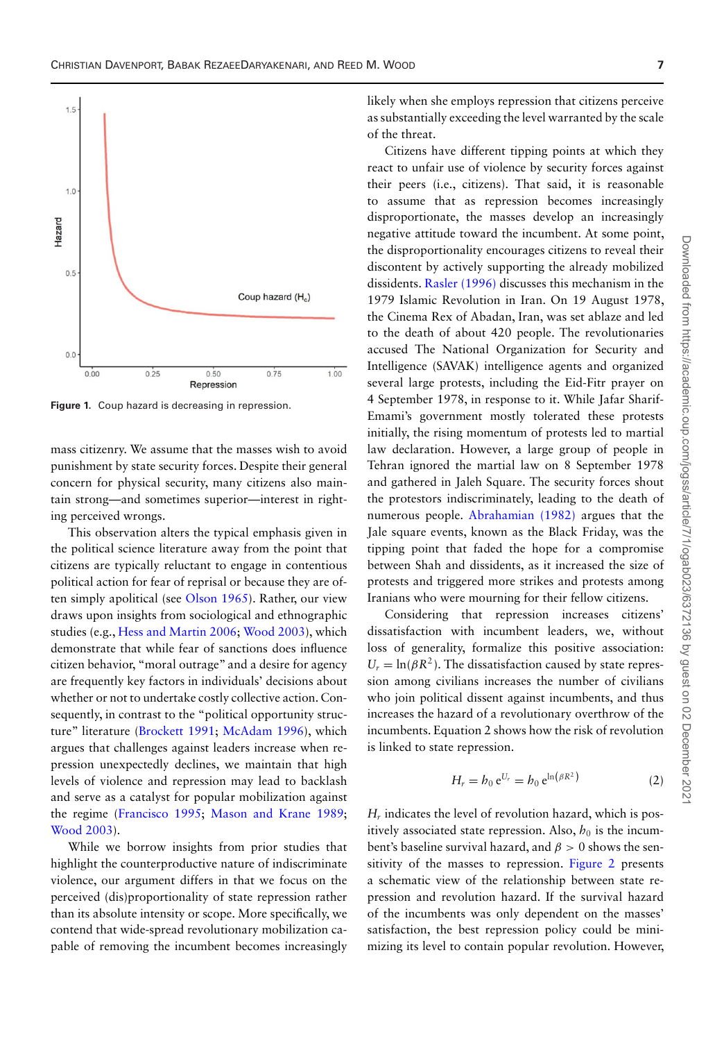Figure 1. Coup hazard is decreasing in repression.

mass citizenry. We assume that the masses wish to avoid punishment by state security forces. Despite their general concern for physical security, many citizens also maintain strong—and sometimes superior—interest in righting perceived wrongs.

This observation alters the typical emphasis given in the political science literature away from the point that citizens are typically reluctant to engage in contentious political action for fear of reprisal or because they are often simply apolitical (see Olson 1965). Rather, our view draws upon insights from sociological and ethnographic studies (e.g., Hess and Martin 2006; Wood 2003), which demonstrate that while fear of sanctions does influence citizen behavior, "moral outrage" and a desire for agency are frequently key factors in individuals' decisions about whether or not to undertake costly collective action. Consequently, in contrast to the "political opportunity structure" literature (Brockett 1991; McAdam 1996), which argues that challenges against leaders increase when repression unexpectedly declines, we maintain that high levels of violence and repression may lead to backlash and serve as a catalyst for popular mobilization against the regime (Francisco 1995; Mason and Krane 1989; Wood 2003).

While we borrow insights from prior studies that highlight the counterproductive nature of indiscriminate violence, our argument differs in that we focus on the perceived (dis)proportionality of state repression rather than its absolute intensity or scope. More specifically, we contend that wide-spread revolutionary mobilization capable of removing the incumbent becomes increasingly likely when she employs repression that citizens perceive as substantially exceeding the level warranted by the scale of the threat.

Citizens have different tipping points at which they react to unfair use of violence by security forces against their peers (i.e., citizens). That said, it is reasonable to assume that as repression becomes increasingly disproportionate, the masses develop an increasingly negative attitude toward the incumbent. At some point, the disproportionality encourages citizens to reveal their discontent by actively supporting the already mobilized dissidents. Rasler (1996) discusses this mechanism in the 1979 Islamic Revolution in Iran. On 19 August 1978, the Cinema Rex of Abadan, Iran, was set ablaze and led to the death of about 420 people. The revolutionaries accused The National Organization for Security and Intelligence (SAVAK) intelligence agents and organized several large protests, including the Eid-Fitr prayer on 4 September 1978, in response to it. While Jafar Sharif-Emami's government mostly tolerated these protests initially, the rising momentum of protests led to martial law declaration. However, a large group of people in Tehran ignored the martial law on 8 September 1978 and gathered in Jaleh Square. The security forces shout the protestors indiscriminately, leading to the death of numerous people. Abrahamian (1982) argues that the Jale square events, known as the Black Friday, was the tipping point that faded the hope for a compromise between Shah and dissidents, as it increased the size of protests and triggered more strikes and protests among Iranians who were mourning for their fellow citizens.

Considering that repression increases citizens' dissatisfaction with incumbent leaders, we, without loss of generality, formalize this positive association: $U_r = \ln(\beta R^2)$. The dissatisfaction caused by state repression among civilians increases the number of civilians who join political dissent against incumbents, and thus increases the hazard of a revolutionary overthrow of the incumbents. Equation 2 shows how the risk of revolution is linked to state repression.

$$H_r = h_0\, e^{U_r} = h_0\, e^{\ln(\beta R^2)} \tag{2}$$

$H_r$ indicates the level of revolution hazard, which is positively associated state repression. Also, $h_0$ is the incumbent's baseline survival hazard, and $\beta > 0$ shows the sensitivity of the masses to repression. Figure 2 presents a schematic view of the relationship between state repression and revolution hazard. If the survival hazard of the incumbents was only dependent on the masses' satisfaction, the best repression policy could be minimizing its level to contain popular revolution. However,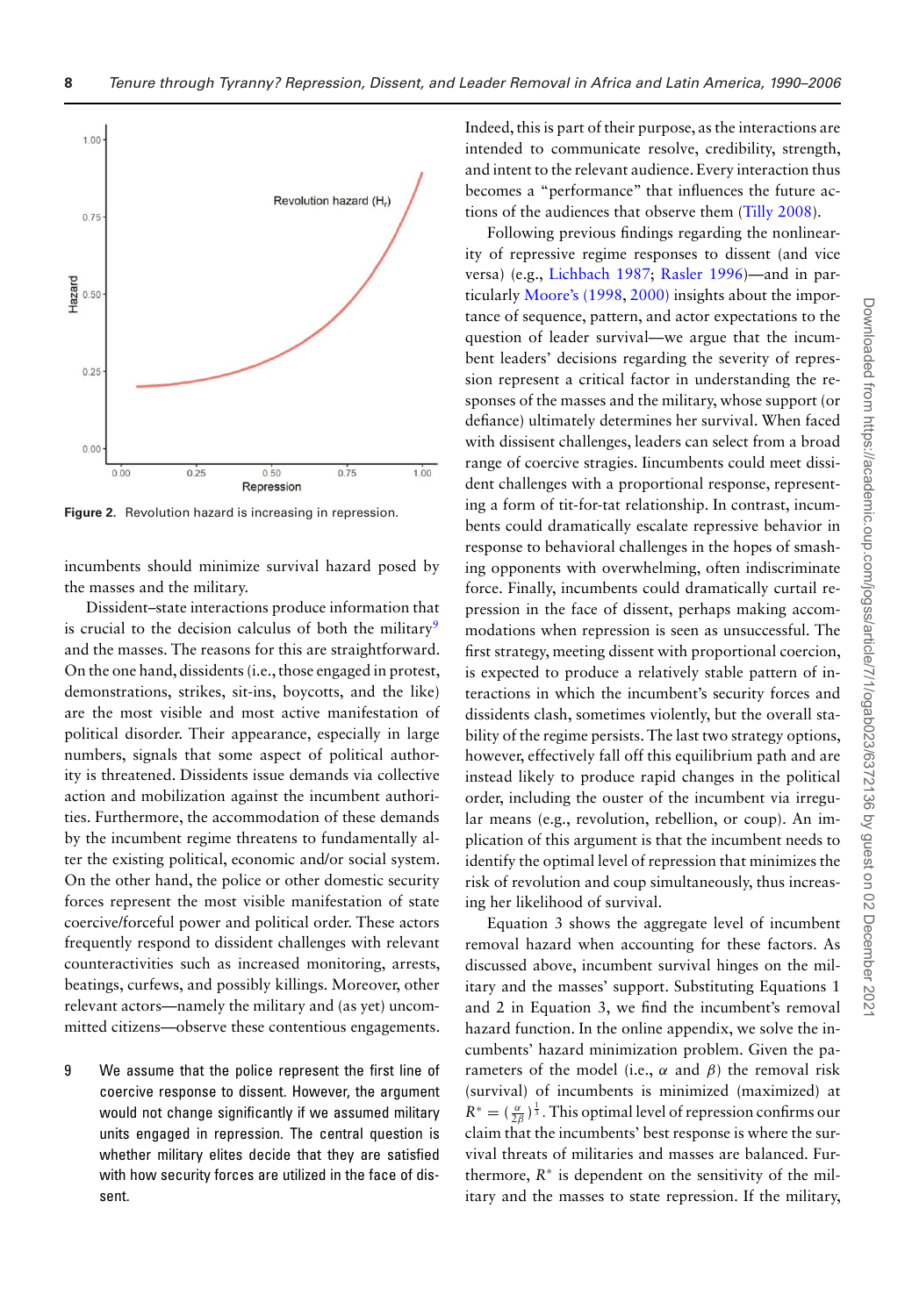**Figure 2.** Revolution hazard is increasing in repression.

incumbents should minimize survival hazard posed by the masses and the military.

Dissident–state interactions produce information that is crucial to the decision calculus of both the military[9] and the masses. The reasons for this are straightforward. On the one hand, dissidents (i.e., those engaged in protest, demonstrations, strikes, sit-ins, boycotts, and the like) are the most visible and most active manifestation of political disorder. Their appearance, especially in large numbers, signals that some aspect of political authority is threatened. Dissidents issue demands via collective action and mobilization against the incumbent authorities. Furthermore, the accommodation of these demands by the incumbent regime threatens to fundamentally alter the existing political, economic and/or social system. On the other hand, the police or other domestic security forces represent the most visible manifestation of state coercive/forceful power and political order. These actors frequently respond to dissident challenges with relevant counteractivities such as increased monitoring, arrests, beatings, curfews, and possibly killings. Moreover, other relevant actors—namely the military and (as yet) uncommitted citizens—observe these contentious engagements. Indeed, this is part of their purpose, as the interactions are intended to communicate resolve, credibility, strength, and intent to the relevant audience. Every interaction thus becomes a "performance" that influences the future actions of the audiences that observe them (Tilly 2008).

Following previous findings regarding the nonlinearity of repressive regime responses to dissent (and vice versa) (e.g., Lichbach 1987; Rasler 1996)—and in particularly Moore's (1998, 2000) insights about the importance of sequence, pattern, and actor expectations to the question of leader survival—we argue that the incumbent leaders' decisions regarding the severity of repression represent a critical factor in understanding the responses of the masses and the military, whose support (or defiance) ultimately determines her survival. When faced with dissident challenges, leaders can select from a broad range of coercive stragies. Iincumbents could meet dissident challenges with a proportional response, representing a form of tit-for-tat relationship. In contrast, incumbents could dramatically escalate repressive behavior in response to behavioral challenges in the hopes of smashing opponents with overwhelming, often indiscriminate force. Finally, incumbents could dramatically curtail repression in the face of dissent, perhaps making accommodations when repression is seen as unsuccessful. The first strategy, meeting dissent with proportional coercion, is expected to produce a relatively stable pattern of interactions in which the incumbent's security forces and dissidents clash, sometimes violently, but the overall stability of the regime persists. The last two strategy options, however, effectively fall off this equilibrium path and are instead likely to produce rapid changes in the political order, including the ouster of the incumbent via irregular means (e.g., revolution, rebellion, or coup). An implication of this argument is that the incumbent needs to identify the optimal level of repression that minimizes the risk of revolution and coup simultaneously, thus increasing her likelihood of survival.

Equation 3 shows the aggregate level of incumbent removal hazard when accounting for these factors. As discussed above, incumbent survival hinges on the military and the masses' support. Substituting Equations 1 and 2 in Equation 3, we find the incumbent's removal hazard function. In the online appendix, we solve the incumbents' hazard minimization problem. Given the parameters of the model (i.e., $\alpha$ and $\beta$) the removal risk (survival) of incumbents is minimized (maximized) at $R^* = (\frac{\alpha}{2\beta})^{\frac{1}{3}}$. This optimal level of repression confirms our claim that the incumbents' best response is where the survival threats of militaries and masses are balanced. Furthermore, $R^*$ is dependent on the sensitivity of the military and the masses to state repression. If the military,

9 We assume that the police represent the first line of coercive response to dissent. However, the argument would not change significantly if we assumed military units engaged in repression. The central question is whether military elites decide that they are satisfied with how security forces are utilized in the face of dissent.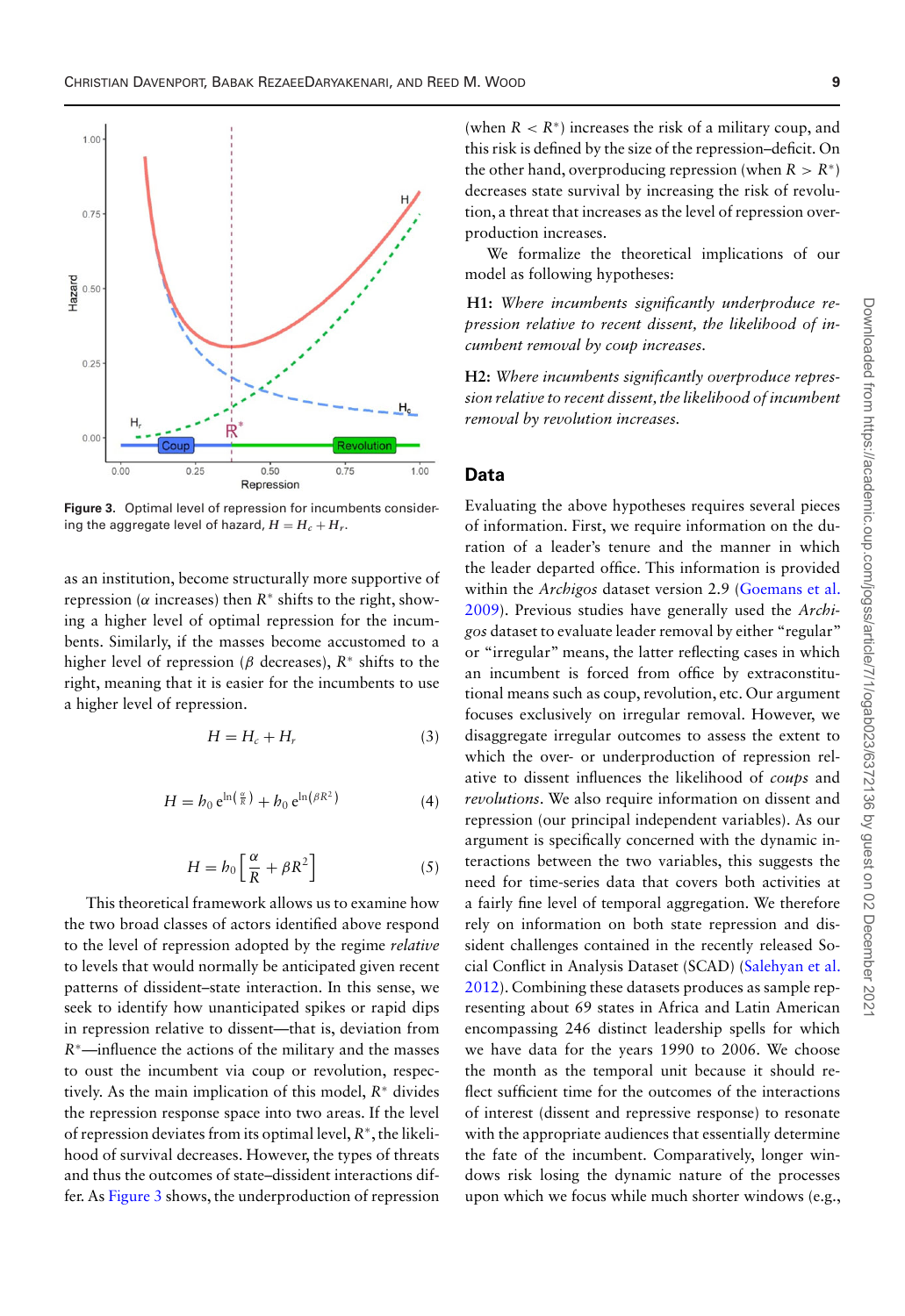Figure 3. Optimal level of repression for incumbents considering the aggregate level of hazard, $H = H_c + H_r$.

as an institution, become structurally more supportive of repression ($\alpha$ increases) then $R^*$ shifts to the right, showing a higher level of optimal repression for the incumbents. Similarly, if the masses become accustomed to a higher level of repression ($\beta$ decreases), $R^*$ shifts to the right, meaning that it is easier for the incumbents to use a higher level of repression.

$$H = H_c + H_r \tag{3}$$

$$H = h_0\, e^{\ln\left(\frac{\alpha}{R}\right)} + h_0\, e^{\ln\left(\beta R^2\right)} \tag{4}$$

$$H = h_0 \left[\frac{\alpha}{R} + \beta R^2\right] \tag{5}$$

This theoretical framework allows us to examine how the two broad classes of actors identified above respond to the level of repression adopted by the regime *relative* to levels that would normally be anticipated given recent patterns of dissident–state interaction. In this sense, we seek to identify how unanticipated spikes or rapid dips in repression relative to dissent—that is, deviation from $R^*$—influence the actions of the military and the masses to oust the incumbent via coup or revolution, respectively. As the main implication of this model, $R^*$ divides the repression response space into two areas. If the level of repression deviates from its optimal level, $R^*$, the likelihood of survival decreases. However, the types of threats and thus the outcomes of state–dissident interactions differ. As Figure 3 shows, the underproduction of repression (when $R < R^*$) increases the risk of a military coup, and this risk is defined by the size of the repression–deficit. On the other hand, overproducing repression (when $R > R^*$) decreases state survival by increasing the risk of revolution, a threat that increases as the level of repression overproduction increases.

We formalize the theoretical implications of our model as following hypotheses:

**H1:** *Where incumbents significantly underproduce repression relative to recent dissent, the likelihood of incumbent removal by coup increases.*

**H2:** *Where incumbents significantly overproduce repression relative to recent dissent, the likelihood of incumbent removal by revolution increases.*

## Data

Evaluating the above hypotheses requires several pieces of information. First, we require information on the duration of a leader's tenure and the manner in which the leader departed office. This information is provided within the *Archigos* dataset version 2.9 (Goemans et al. 2009). Previous studies have generally used the *Archigos* dataset to evaluate leader removal by either "regular" or "irregular" means, the latter reflecting cases in which an incumbent is forced from office by extraconstitutional means such as coup, revolution, etc. Our argument focuses exclusively on irregular removal. However, we disaggregate irregular outcomes to assess the extent to which the over- or underproduction of repression relative to dissent influences the likelihood of *coups* and *revolutions*. We also require information on dissent and repression (our principal independent variables). As our argument is specifically concerned with the dynamic interactions between the two variables, this suggests the need for time-series data that covers both activities at a fairly fine level of temporal aggregation. We therefore rely on information on both state repression and dissident challenges contained in the recently released Social Conflict in Analysis Dataset (SCAD) (Salehyan et al. 2012). Combining these datasets produces as sample representing about 69 states in Africa and Latin American encompassing 246 distinct leadership spells for which we have data for the years 1990 to 2006. We choose the month as the temporal unit because it should reflect sufficient time for the outcomes of the interactions of interest (dissent and repressive response) to resonate with the appropriate audiences that essentially determine the fate of the incumbent. Comparatively, longer windows risk losing the dynamic nature of the processes upon which we focus while much shorter windows (e.g.,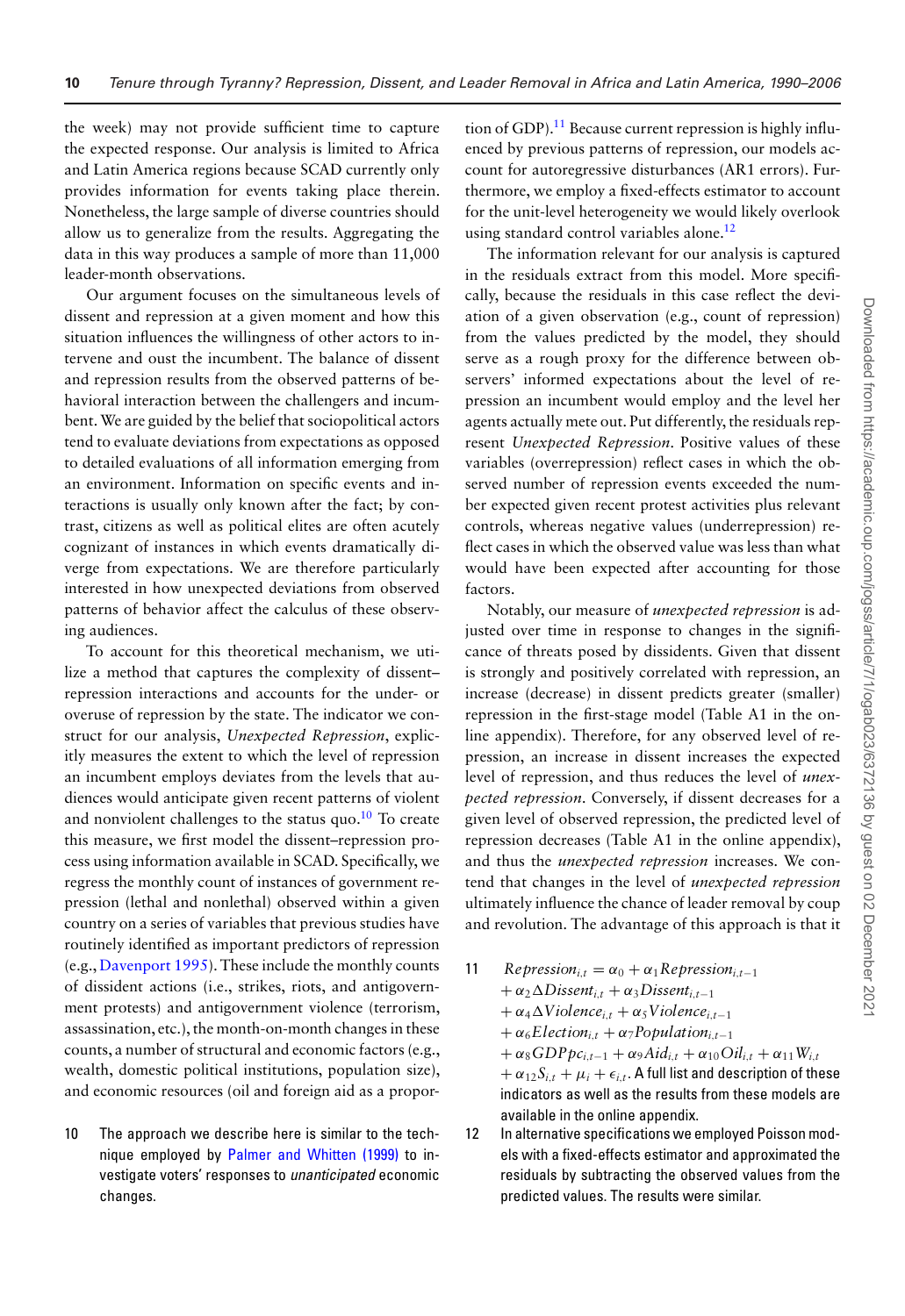the week) may not provide sufficient time to capture the expected response. Our analysis is limited to Africa and Latin America regions because SCAD currently only provides information for events taking place therein. Nonetheless, the large sample of diverse countries should allow us to generalize from the results. Aggregating the data in this way produces a sample of more than 11,000 leader-month observations.

Our argument focuses on the simultaneous levels of dissent and repression at a given moment and how this situation influences the willingness of other actors to intervene and oust the incumbent. The balance of dissent and repression results from the observed patterns of behavioral interaction between the challengers and incumbent. We are guided by the belief that sociopolitical actors tend to evaluate deviations from expectations as opposed to detailed evaluations of all information emerging from an environment. Information on specific events and interactions is usually only known after the fact; by contrast, citizens as well as political elites are often acutely cognizant of instances in which events dramatically diverge from expectations. We are therefore particularly interested in how unexpected deviations from observed patterns of behavior affect the calculus of these observing audiences.

To account for this theoretical mechanism, we utilize a method that captures the complexity of dissent–repression interactions and accounts for the under- or overuse of repression by the state. The indicator we construct for our analysis, *Unexpected Repression*, explicitly measures the extent to which the level of repression an incumbent employs deviates from the levels that audiences would anticipate given recent patterns of violent and nonviolent challenges to the status quo.[10] To create this measure, we first model the dissent–repression process using information available in SCAD. Specifically, we regress the monthly count of instances of government repression (lethal and nonlethal) observed within a given country on a series of variables that previous studies have routinely identified as important predictors of repression (e.g., Davenport 1995). These include the monthly counts of dissident actions (i.e., strikes, riots, and antigovernment protests) and antigovernment violence (terrorism, assassination, etc.), the month-on-month changes in these counts, a number of structural and economic factors (e.g., wealth, domestic political institutions, population size), and economic resources (oil and foreign aid as a proportion of GDP).[11] Because current repression is highly influenced by previous patterns of repression, our models account for autoregressive disturbances (AR1 errors). Furthermore, we employ a fixed-effects estimator to account for the unit-level heterogeneity we would likely overlook using standard control variables alone.[12]

The information relevant for our analysis is captured in the residuals extract from this model. More specifically, because the residuals in this case reflect the deviation of a given observation (e.g., count of repression) from the values predicted by the model, they should serve as a rough proxy for the difference between observers' informed expectations about the level of repression an incumbent would employ and the level her agents actually mete out. Put differently, the residuals represent *Unexpected Repression*. Positive values of these variables (overrepression) reflect cases in which the observed number of repression events exceeded the number expected given recent protest activities plus relevant controls, whereas negative values (underrepression) reflect cases in which the observed value was less than what would have been expected after accounting for those factors.

Notably, our measure of *unexpected repression* is adjusted over time in response to changes in the significance of threats posed by dissidents. Given that dissent is strongly and positively correlated with repression, an increase (decrease) in dissent predicts greater (smaller) repression in the first-stage model (Table A1 in the online appendix). Therefore, for any observed level of repression, an increase in dissent increases the expected level of repression, and thus reduces the level of *unexpected repression*. Conversely, if dissent decreases for a given level of observed repression, the predicted level of repression decreases (Table A1 in the online appendix), and thus the *unexpected repression* increases. We contend that changes in the level of *unexpected repression* ultimately influence the chance of leader removal by coup and revolution. The advantage of this approach is that it

10 The approach we describe here is similar to the technique employed by Palmer and Whitten (1999) to investigate voters' responses to *unanticipated* economic changes.

11 $Repression_{i,t} = \alpha_0 + \alpha_1 Repression_{i,t-1} + \alpha_2 \Delta Dissent_{i,t} + \alpha_3 Dissent_{i,t-1} + \alpha_4 \Delta Violence_{i,t} + \alpha_5 Violence_{i,t-1} + \alpha_6 Election_{i,t} + \alpha_7 Population_{i,t-1} + \alpha_8 GDPpc_{i,t-1} + \alpha_9 Aid_{i,t} + \alpha_{10} Oil_{i,t} + \alpha_{11} W_{i,t} + \alpha_{12} S_{i,t} + \mu_i + \epsilon_{i,t}$. A full list and description of these indicators as well as the results from these models are available in the online appendix.

12 In alternative specifications we employed Poisson models with a fixed-effects estimator and approximated the residuals by subtracting the observed values from the predicted values. The results were similar.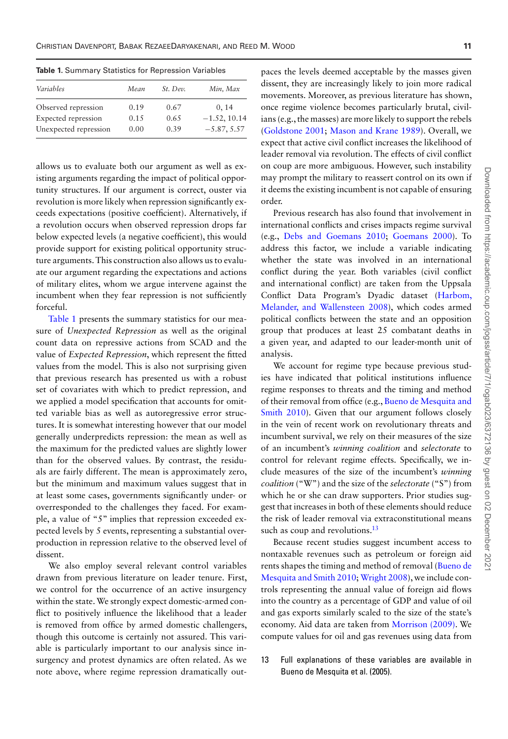**Table 1.** Summary Statistics for Repression Variables

| *Variables* | *Mean* | *St. Dev.* | *Min, Max* |
|---|---|---|---|
| Observed repression | 0.19 | 0.67 | 0, 14 |
| Expected repression | 0.15 | 0.65 | −1.52, 10.14 |
| Unexpected repression | 0.00 | 0.39 | −5.87, 5.57 |

allows us to evaluate both our argument as well as existing arguments regarding the impact of political opportunity structures. If our argument is correct, ouster via revolution is more likely when repression significantly exceeds expectations (positive coefficient). Alternatively, if a revolution occurs when observed repression drops far below expected levels (a negative coefficient), this would provide support for existing political opportunity structure arguments. This construction also allows us to evaluate our argument regarding the expectations and actions of military elites, whom we argue intervene against the incumbent when they fear repression is not sufficiently forceful.

Table 1 presents the summary statistics for our measure of *Unexpected Repression* as well as the original count data on repressive actions from SCAD and the value of *Expected Repression*, which represent the fitted values from the model. This is also not surprising given that previous research has presented us with a robust set of covariates with which to predict repression, and we applied a model specification that accounts for omitted variable bias as well as autoregressive error structures. It is somewhat interesting however that our model generally underpredicts repression: the mean as well as the maximum for the predicted values are slightly lower than for the observed values. By contrast, the residuals are fairly different. The mean is approximately zero, but the minimum and maximum values suggest that in at least some cases, governments significantly under- or overresponded to the challenges they faced. For example, a value of "5" implies that repression exceeded expected levels by 5 events, representing a substantial overproduction in repression relative to the observed level of dissent.

We also employ several relevant control variables drawn from previous literature on leader tenure. First, we control for the occurrence of an active insurgency within the state. We strongly expect domestic-armed conflict to positively influence the likelihood that a leader is removed from office by armed domestic challengers, though this outcome is certainly not assured. This variable is particularly important to our analysis since insurgency and protest dynamics are often related. As we note above, where regime repression dramatically outpaces the levels deemed acceptable by the masses given dissent, they are increasingly likely to join more radical movements. Moreover, as previous literature has shown, once regime violence becomes particularly brutal, civilians (e.g., the masses) are more likely to support the rebels (Goldstone 2001; Mason and Krane 1989). Overall, we expect that active civil conflict increases the likelihood of leader removal via revolution. The effects of civil conflict on coup are more ambiguous. However, such instability may prompt the military to reassert control on its own if it deems the existing incumbent is not capable of ensuring order.

Previous research has also found that involvement in international conflicts and crises impacts regime survival (e.g., Debs and Goemans 2010; Goemans 2000). To address this factor, we include a variable indicating whether the state was involved in an international conflict during the year. Both variables (civil conflict and international conflict) are taken from the Uppsala Conflict Data Program's Dyadic dataset (Harbom, Melander, and Wallensteen 2008), which codes armed political conflicts between the state and an opposition group that produces at least 25 combatant deaths in a given year, and adapted to our leader-month unit of analysis.

We account for regime type because previous studies have indicated that political institutions influence regime responses to threats and the timing and method of their removal from office (e.g., Bueno de Mesquita and Smith 2010). Given that our argument follows closely in the vein of recent work on revolutionary threats and incumbent survival, we rely on their measures of the size of an incumbent's *winning coalition* and *selectorate* to control for relevant regime effects. Specifically, we include measures of the size of the incumbent's *winning coalition* ("W") and the size of the *selectorate* ("S") from which he or she can draw supporters. Prior studies suggest that increases in both of these elements should reduce the risk of leader removal via extraconstitutional means such as coup and revolutions.[13]

Because recent studies suggest incumbent access to nontaxable revenues such as petroleum or foreign aid rents shapes the timing and method of removal (Bueno de Mesquita and Smith 2010; Wright 2008), we include controls representing the annual value of foreign aid flows into the country as a percentage of GDP and value of oil and gas exports similarly scaled to the size of the state's economy. Aid data are taken from Morrison (2009). We compute values for oil and gas revenues using data from

13 Full explanations of these variables are available in Bueno de Mesquita et al. (2005).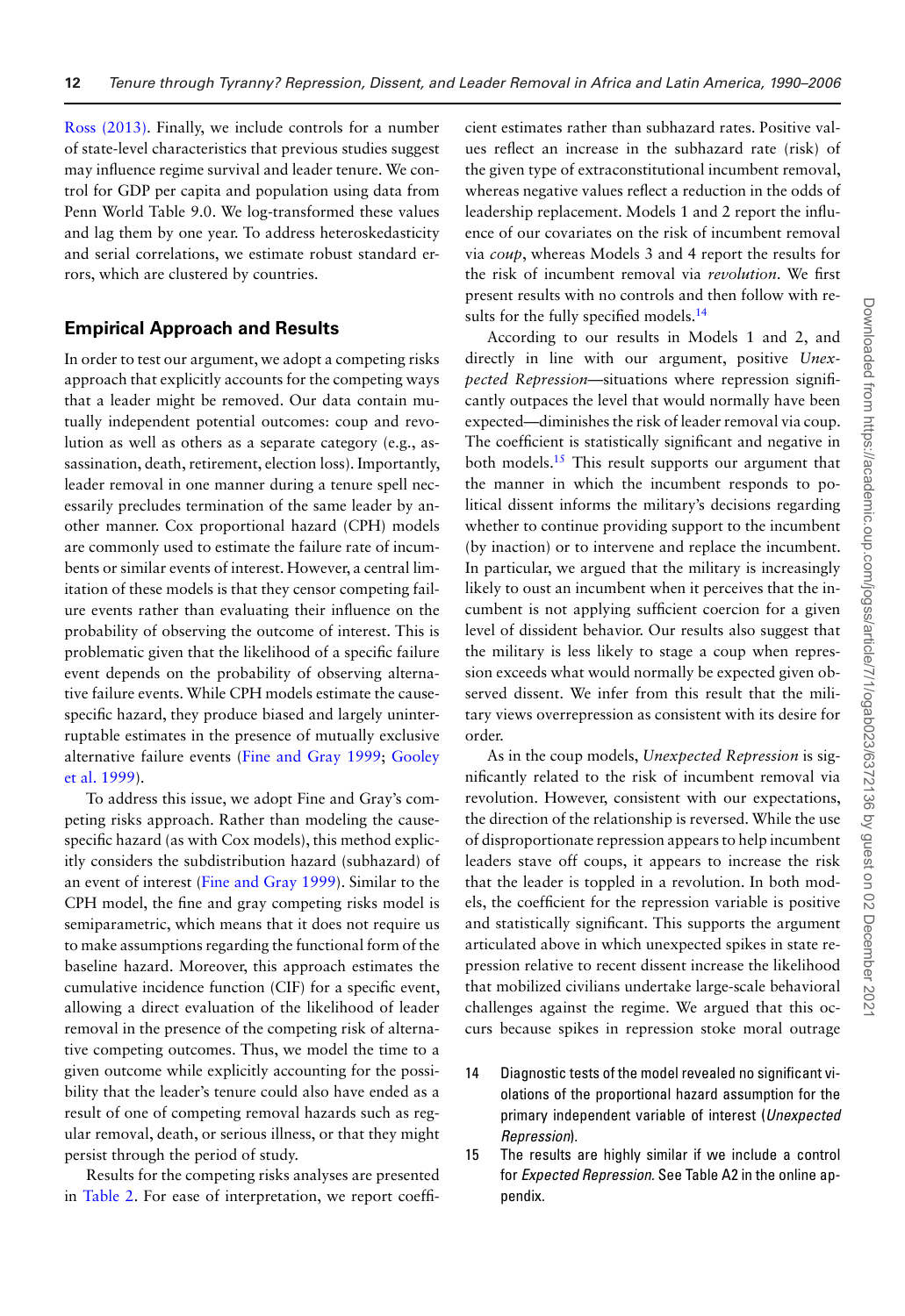Ross (2013). Finally, we include controls for a number of state-level characteristics that previous studies suggest may influence regime survival and leader tenure. We control for GDP per capita and population using data from Penn World Table 9.0. We log-transformed these values and lag them by one year. To address heteroskedasticity and serial correlations, we estimate robust standard errors, which are clustered by countries.

## Empirical Approach and Results

In order to test our argument, we adopt a competing risks approach that explicitly accounts for the competing ways that a leader might be removed. Our data contain mutually independent potential outcomes: coup and revolution as well as others as a separate category (e.g., assassination, death, retirement, election loss). Importantly, leader removal in one manner during a tenure spell necessarily precludes termination of the same leader by another manner. Cox proportional hazard (CPH) models are commonly used to estimate the failure rate of incumbents or similar events of interest. However, a central limitation of these models is that they censor competing failure events rather than evaluating their influence on the probability of observing the outcome of interest. This is problematic given that the likelihood of a specific failure event depends on the probability of observing alternative failure events. While CPH models estimate the cause-specific hazard, they produce biased and largely uninterruptable estimates in the presence of mutually exclusive alternative failure events (Fine and Gray 1999; Gooley et al. 1999).

To address this issue, we adopt Fine and Gray's competing risks approach. Rather than modeling the cause-specific hazard (as with Cox models), this method explicitly considers the subdistribution hazard (subhazard) of an event of interest (Fine and Gray 1999). Similar to the CPH model, the fine and gray competing risks model is semiparametric, which means that it does not require us to make assumptions regarding the functional form of the baseline hazard. Moreover, this approach estimates the cumulative incidence function (CIF) for a specific event, allowing a direct evaluation of the likelihood of leader removal in the presence of the competing risk of alternative competing outcomes. Thus, we model the time to a given outcome while explicitly accounting for the possibility that the leader's tenure could also have ended as a result of one of competing removal hazards such as regular removal, death, or serious illness, or that they might persist through the period of study.

Results for the competing risks analyses are presented in Table 2. For ease of interpretation, we report coefficient estimates rather than subhazard rates. Positive values reflect an increase in the subhazard rate (risk) of the given type of extraconstitutional incumbent removal, whereas negative values reflect a reduction in the odds of leadership replacement. Models 1 and 2 report the influence of our covariates on the risk of incumbent removal via *coup*, whereas Models 3 and 4 report the results for the risk of incumbent removal via *revolution*. We first present results with no controls and then follow with results for the fully specified models.[14]

According to our results in Models 1 and 2, and directly in line with our argument, positive *Unexpected Repression*—situations where repression significantly outpaces the level that would normally have been expected—diminishes the risk of leader removal via coup. The coefficient is statistically significant and negative in both models.[15] This result supports our argument that the manner in which the incumbent responds to political dissent informs the military's decisions regarding whether to continue providing support to the incumbent (by inaction) or to intervene and replace the incumbent. In particular, we argued that the military is increasingly likely to oust an incumbent when it perceives that the incumbent is not applying sufficient coercion for a given level of dissident behavior. Our results also suggest that the military is less likely to stage a coup when repression exceeds what would normally be expected given observed dissent. We infer from this result that the military views overrepression as consistent with its desire for order.

As in the coup models, *Unexpected Repression* is significantly related to the risk of incumbent removal via revolution. However, consistent with our expectations, the direction of the relationship is reversed. While the use of disproportionate repression appears to help incumbent leaders stave off coups, it appears to increase the risk that the leader is toppled in a revolution. In both models, the coefficient for the repression variable is positive and statistically significant. This supports the argument articulated above in which unexpected spikes in state repression relative to recent dissent increase the likelihood that mobilized civilians undertake large-scale behavioral challenges against the regime. We argued that this occurs because spikes in repression stoke moral outrage

14 Diagnostic tests of the model revealed no significant violations of the proportional hazard assumption for the primary independent variable of interest (*Unexpected Repression*).

15 The results are highly similar if we include a control for *Expected Repression*. See Table A2 in the online appendix.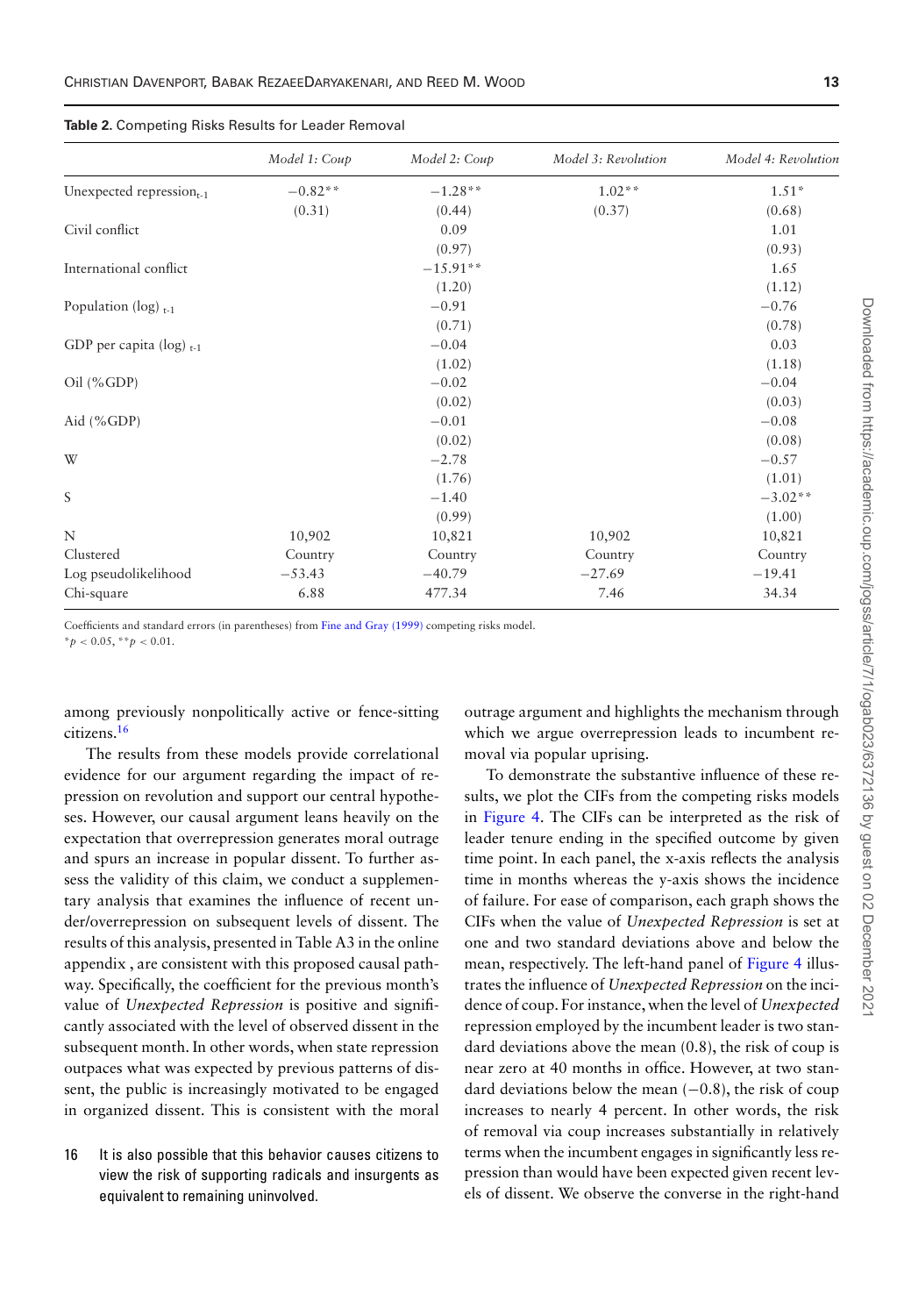**Table 2.** Competing Risks Results for Leader Removal

| | *Model 1: Coup* | *Model 2: Coup* | *Model 3: Revolution* | *Model 4: Revolution* |
|---|---|---|---|---|
| Unexpected repression$_{t-1}$ | −0.82** | −1.28** | 1.02** | 1.51* |
| | (0.31) | (0.44) | (0.37) | (0.68) |
| Civil conflict | | 0.09 | | 1.01 |
| | | (0.97) | | (0.93) |
| International conflict | | −15.91** | | 1.65 |
| | | (1.20) | | (1.12) |
| Population (log) $_{t-1}$ | | −0.91 | | −0.76 |
| | | (0.71) | | (0.78) |
| GDP per capita (log) $_{t-1}$ | | −0.04 | | 0.03 |
| | | (1.02) | | (1.18) |
| Oil (%GDP) | | −0.02 | | −0.04 |
| | | (0.02) | | (0.03) |
| Aid (%GDP) | | −0.01 | | −0.08 |
| | | (0.02) | | (0.08) |
| W | | −2.78 | | −0.57 |
| | | (1.76) | | (1.01) |
| S | | −1.40 | | −3.02** |
| | | (0.99) | | (1.00) |
| N | 10,902 | 10,821 | 10,902 | 10,821 |
| Clustered | Country | Country | Country | Country |
| Log pseudolikelihood | −53.43 | −40.79 | −27.69 | −19.41 |
| Chi-square | 6.88 | 477.34 | 7.46 | 34.34 |

Coefficients and standard errors (in parentheses) from Fine and Gray (1999) competing risks model.
*$p < 0.05$, **$p < 0.01$.

among previously nonpolitically active or fence-sitting citizens.[16]

The results from these models provide correlational evidence for our argument regarding the impact of repression on revolution and support our central hypotheses. However, our causal argument leans heavily on the expectation that overrepression generates moral outrage and spurs an increase in popular dissent. To further assess the validity of this claim, we conduct a supplementary analysis that examines the influence of recent under/overrepression on subsequent levels of dissent. The results of this analysis, presented in Table A3 in the online appendix , are consistent with this proposed causal pathway. Specifically, the coefficient for the previous month's value of *Unexpected Repression* is positive and significantly associated with the level of observed dissent in the subsequent month. In other words, when state repression outpaces what was expected by previous patterns of dissent, the public is increasingly motivated to be engaged in organized dissent. This is consistent with the moral outrage argument and highlights the mechanism through which we argue overrepression leads to incumbent removal via popular uprising.

To demonstrate the substantive influence of these results, we plot the CIFs from the competing risks models in Figure 4. The CIFs can be interpreted as the risk of leader tenure ending in the specified outcome by given time point. In each panel, the x-axis reflects the analysis time in months whereas the y-axis shows the incidence of failure. For ease of comparison, each graph shows the CIFs when the value of *Unexpected Repression* is set at one and two standard deviations above and below the mean, respectively. The left-hand panel of Figure 4 illustrates the influence of *Unexpected Repression* on the incidence of coup. For instance, when the level of *Unexpected* repression employed by the incumbent leader is two standard deviations above the mean (0.8), the risk of coup is near zero at 40 months in office. However, at two standard deviations below the mean (−0.8), the risk of coup increases to nearly 4 percent. In other words, the risk of removal via coup increases substantially in relatively terms when the incumbent engages in significantly less repression than would have been expected given recent levels of dissent. We observe the converse in the right-hand

16 It is also possible that this behavior causes citizens to view the risk of supporting radicals and insurgents as equivalent to remaining uninvolved.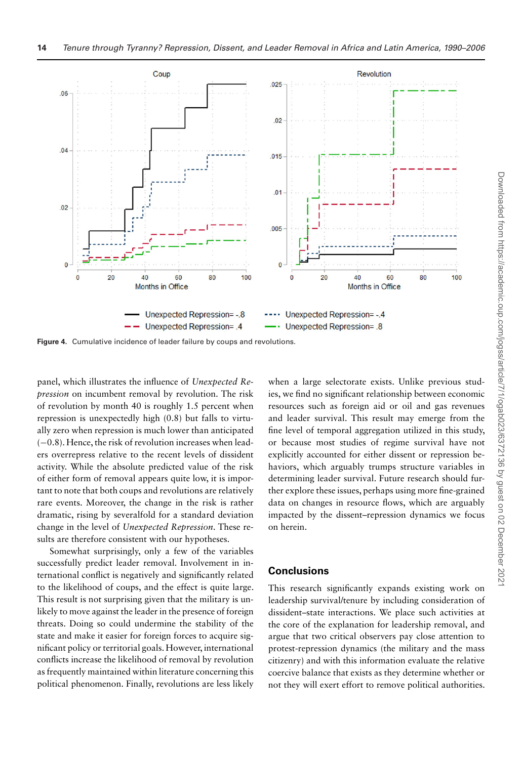Figure 4. Cumulative incidence of leader failure by coups and revolutions.

panel, which illustrates the influence of *Unexpected Repression* on incumbent removal by revolution. The risk of revolution by month 40 is roughly 1.5 percent when repression is unexpectedly high (0.8) but falls to virtually zero when repression is much lower than anticipated (−0.8). Hence, the risk of revolution increases when leaders overrepress relative to the recent levels of dissident activity. While the absolute predicted value of the risk of either form of removal appears quite low, it is important to note that both coups and revolutions are relatively rare events. Moreover, the change in the risk is rather dramatic, rising by severalfold for a standard deviation change in the level of *Unexpected Repression*. These results are therefore consistent with our hypotheses.

Somewhat surprisingly, only a few of the variables successfully predict leader removal. Involvement in international conflict is negatively and significantly related to the likelihood of coups, and the effect is quite large. This result is not surprising given that the military is unlikely to move against the leader in the presence of foreign threats. Doing so could undermine the stability of the state and make it easier for foreign forces to acquire significant policy or territorial goals. However, international conflicts increase the likelihood of removal by revolution as frequently maintained within literature concerning this political phenomenon. Finally, revolutions are less likely when a large selectorate exists. Unlike previous studies, we find no significant relationship between economic resources such as foreign aid or oil and gas revenues and leader survival. This result may emerge from the fine level of temporal aggregation utilized in this study, or because most studies of regime survival have not explicitly accounted for either dissent or repression behaviors, which arguably trumps structure variables in determining leader survival. Future research should further explore these issues, perhaps using more fine-grained data on changes in resource flows, which are arguably impacted by the dissent–repression dynamics we focus on herein.

## Conclusions

This research significantly expands existing work on leadership survival/tenure by including consideration of dissident–state interactions. We place such activities at the core of the explanation for leadership removal, and argue that two critical observers pay close attention to protest-repression dynamics (the military and the mass citizenry) and with this information evaluate the relative coercive balance that exists as they determine whether or not they will exert effort to remove political authorities.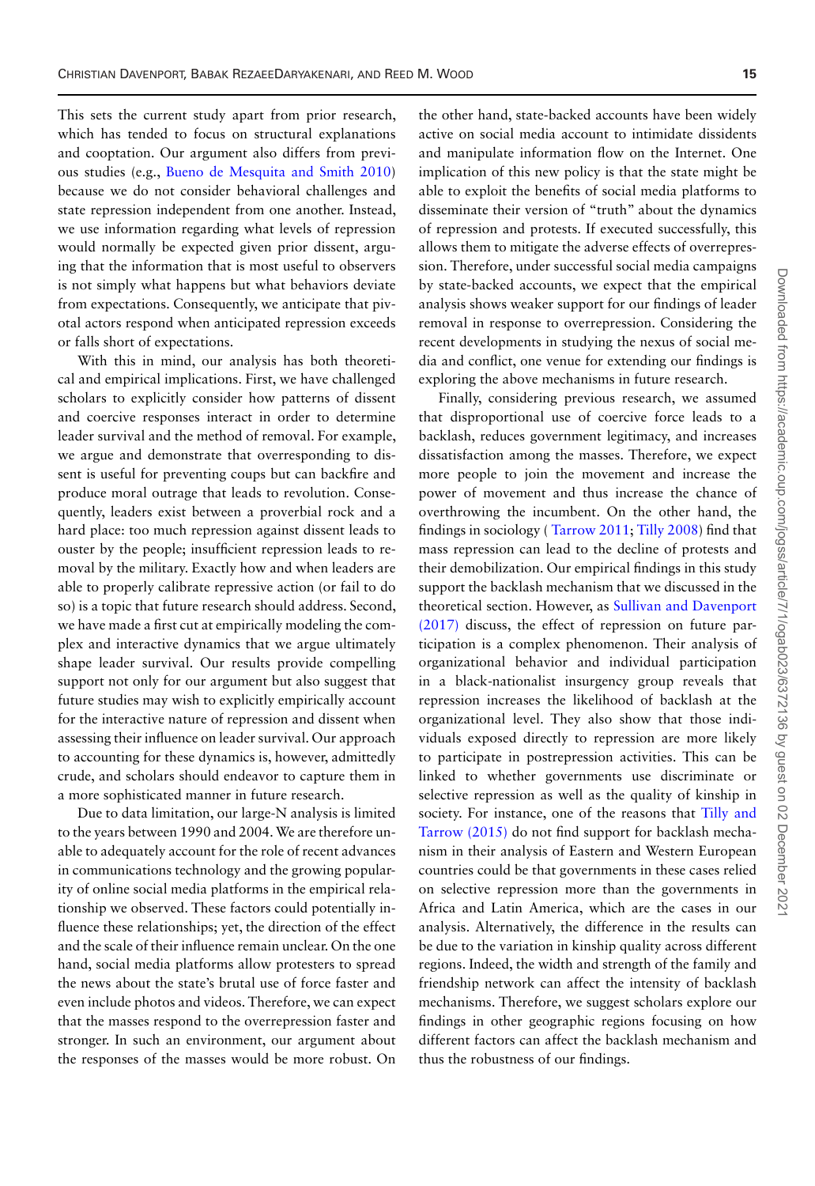This sets the current study apart from prior research, which has tended to focus on structural explanations and cooptation. Our argument also differs from previous studies (e.g., Bueno de Mesquita and Smith 2010) because we do not consider behavioral challenges and state repression independent from one another. Instead, we use information regarding what levels of repression would normally be expected given prior dissent, arguing that the information that is most useful to observers is not simply what happens but what behaviors deviate from expectations. Consequently, we anticipate that pivotal actors respond when anticipated repression exceeds or falls short of expectations.

With this in mind, our analysis has both theoretical and empirical implications. First, we have challenged scholars to explicitly consider how patterns of dissent and coercive responses interact in order to determine leader survival and the method of removal. For example, we argue and demonstrate that overresponding to dissent is useful for preventing coups but can backfire and produce moral outrage that leads to revolution. Consequently, leaders exist between a proverbial rock and a hard place: too much repression against dissent leads to ouster by the people; insufficient repression leads to removal by the military. Exactly how and when leaders are able to properly calibrate repressive action (or fail to do so) is a topic that future research should address. Second, we have made a first cut at empirically modeling the complex and interactive dynamics that we argue ultimately shape leader survival. Our results provide compelling support not only for our argument but also suggest that future studies may wish to explicitly empirically account for the interactive nature of repression and dissent when assessing their influence on leader survival. Our approach to accounting for these dynamics is, however, admittedly crude, and scholars should endeavor to capture them in a more sophisticated manner in future research.

Due to data limitation, our large-N analysis is limited to the years between 1990 and 2004. We are therefore unable to adequately account for the role of recent advances in communications technology and the growing popularity of online social media platforms in the empirical relationship we observed. These factors could potentially influence these relationships; yet, the direction of the effect and the scale of their influence remain unclear. On the one hand, social media platforms allow protesters to spread the news about the state's brutal use of force faster and even include photos and videos. Therefore, we can expect that the masses respond to the overrepression faster and stronger. In such an environment, our argument about the responses of the masses would be more robust. On the other hand, state-backed accounts have been widely active on social media account to intimidate dissidents and manipulate information flow on the Internet. One implication of this new policy is that the state might be able to exploit the benefits of social media platforms to disseminate their version of "truth" about the dynamics of repression and protests. If executed successfully, this allows them to mitigate the adverse effects of overrepression. Therefore, under successful social media campaigns by state-backed accounts, we expect that the empirical analysis shows weaker support for our findings of leader removal in response to overrepression. Considering the recent developments in studying the nexus of social media and conflict, one venue for extending our findings is exploring the above mechanisms in future research.

Finally, considering previous research, we assumed that disproportional use of coercive force leads to a backlash, reduces government legitimacy, and increases dissatisfaction among the masses. Therefore, we expect more people to join the movement and increase the power of movement and thus increase the chance of overthrowing the incumbent. On the other hand, the findings in sociology ( Tarrow 2011; Tilly 2008) find that mass repression can lead to the decline of protests and their demobilization. Our empirical findings in this study support the backlash mechanism that we discussed in the theoretical section. However, as Sullivan and Davenport (2017) discuss, the effect of repression on future participation is a complex phenomenon. Their analysis of organizational behavior and individual participation in a black-nationalist insurgency group reveals that repression increases the likelihood of backlash at the organizational level. They also show that those individuals exposed directly to repression are more likely to participate in postrepression activities. This can be linked to whether governments use discriminate or selective repression as well as the quality of kinship in society. For instance, one of the reasons that Tilly and Tarrow (2015) do not find support for backlash mechanism in their analysis of Eastern and Western European countries could be that governments in these cases relied on selective repression more than the governments in Africa and Latin America, which are the cases in our analysis. Alternatively, the difference in the results can be due to the variation in kinship quality across different regions. Indeed, the width and strength of the family and friendship network can affect the intensity of backlash mechanisms. Therefore, we suggest scholars explore our findings in other geographic regions focusing on how different factors can affect the backlash mechanism and thus the robustness of our findings.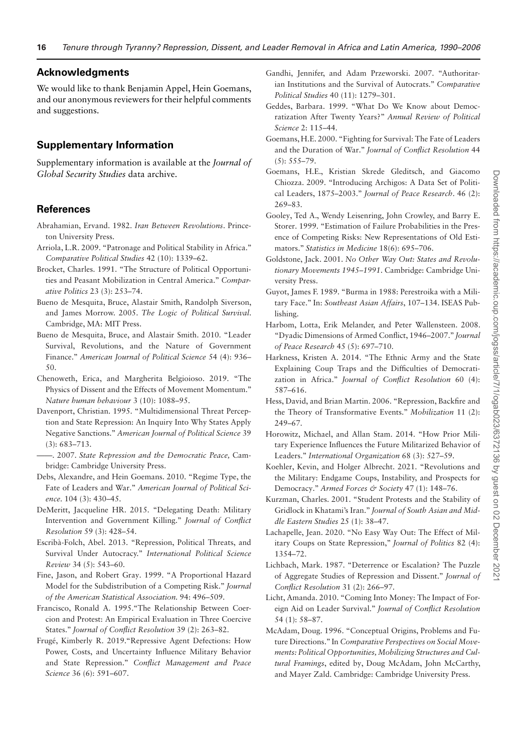## Acknowledgments

We would like to thank Benjamin Appel, Hein Goemans, and our anonymous reviewers for their helpful comments and suggestions.

## Supplementary Information

Supplementary information is available at the *Journal of Global Security Studies* data archive.

## References

Abrahamian, Ervand. 1982. *Iran Between Revolutions*. Princeton University Press.

Arriola, L.R. 2009. "Patronage and Political Stability in Africa." *Comparative Political Studies* 42 (10): 1339–62.

Brocket, Charles. 1991. "The Structure of Political Opportunities and Peasant Mobilization in Central America." *Comparative Politics* 23 (3): 253–74.

Bueno de Mesquita, Bruce, Alastair Smith, Randolph Siverson, and James Morrow. 2005. *The Logic of Political Survival*. Cambridge, MA: MIT Press.

Bueno de Mesquita, Bruce, and Alastair Smith. 2010. "Leader Survival, Revolutions, and the Nature of Government Finance." *American Journal of Political Science* 54 (4): 936–50.

Chenoweth, Erica, and Margherita Belgioioso. 2019. "The Physics of Dissent and the Effects of Movement Momentum." *Nature human behaviour* 3 (10): 1088–95.

Davenport, Christian. 1995. "Multidimensional Threat Perception and State Repression: An Inquiry Into Why States Apply Negative Sanctions." *American Journal of Political Science* 39 (3): 683–713.

——. 2007. *State Repression and the Democratic Peace,* Cambridge: Cambridge University Press.

Debs, Alexandre, and Hein Goemans. 2010. "Regime Type, the Fate of Leaders and War." *American Journal of Political Science*. 104 (3): 430–45.

DeMeritt, Jacqueline HR. 2015. "Delegating Death: Military Intervention and Government Killing." *Journal of Conflict Resolution* 59 (3): 428–54.

Escribà-Folch, Abel. 2013. "Repression, Political Threats, and Survival Under Autocracy." *International Political Science Review* 34 (5): 543–60.

Fine, Jason, and Robert Gray. 1999. "A Proportional Hazard Model for the Subdistribution of a Competing Risk." *Journal of the American Statistical Association*. 94: 496–509.

Francisco, Ronald A. 1995."The Relationship Between Coercion and Protest: An Empirical Evaluation in Three Coercive States." *Journal of Conflict Resolution* 39 (2): 263–82.

Frugé, Kimberly R. 2019."Repressive Agent Defections: How Power, Costs, and Uncertainty Influence Military Behavior and State Repression." *Conflict Management and Peace Science* 36 (6): 591–607.

Gandhi, Jennifer, and Adam Przeworski. 2007. "Authoritarian Institutions and the Survival of Autocrats." *Comparative Political Studies* 40 (11): 1279–301.

Geddes, Barbara. 1999. "What Do We Know about Democratization After Twenty Years?" *Annual Review of Political Science* 2: 115–44.

Goemans, H.E. 2000. "Fighting for Survival: The Fate of Leaders and the Duration of War." *Journal of Conflict Resolution* 44 (5): 555–79.

Goemans, H.E., Kristian Skrede Gleditsch, and Giacomo Chiozza. 2009. "Introducing Archigos: A Data Set of Political Leaders, 1875–2003." *Journal of Peace Research*. 46 (2): 269–83.

Gooley, Ted A., Wendy Leisenring, John Crowley, and Barry E. Storer. 1999. "Estimation of Failure Probabilities in the Presence of Competing Risks: New Representations of Old Estimators." *Statistics in Medicine* 18(6): 695–706.

Goldstone, Jack. 2001. *No Other Way Out: States and Revolutionary Movements 1945–1991*. Cambridge: Cambridge University Press.

Guyot, James F. 1989. "Burma in 1988: Perestroika with a Military Face." In: *Southeast Asian Affairs*, 107–134. ISEAS Publishing.

Harbom, Lotta, Erik Melander, and Peter Wallensteen. 2008. "Dyadic Dimensions of Armed Conflict, 1946–2007." *Journal of Peace Research* 45 (5): 697–710.

Harkness, Kristen A. 2014. "The Ethnic Army and the State Explaining Coup Traps and the Difficulties of Democratization in Africa." *Journal of Conflict Resolution* 60 (4): 587–616.

Hess, David, and Brian Martin. 2006. "Repression, Backfire and the Theory of Transformative Events." *Mobilization* 11 (2): 249–67.

Horowitz, Michael, and Allan Stam. 2014. "How Prior Military Experience Influences the Future Militarized Behavior of Leaders." *International Organization* 68 (3): 527–59.

Koehler, Kevin, and Holger Albrecht. 2021. "Revolutions and the Military: Endgame Coups, Instability, and Prospects for Democracy." *Armed Forces & Society* 47 (1): 148–76.

Kurzman, Charles. 2001. "Student Protests and the Stability of Gridlock in Khatami's Iran." *Journal of South Asian and Middle Eastern Studies* 25 (1): 38–47.

Lachapelle, Jean. 2020. "No Easy Way Out: The Effect of Military Coups on State Repression," *Journal of Politics* 82 (4): 1354–72.

Lichbach, Mark. 1987. "Deterrence or Escalation? The Puzzle of Aggregate Studies of Repression and Dissent." *Journal of Conflict Resolution* 31 (2): 266–97.

Licht, Amanda. 2010. "Coming Into Money: The Impact of Foreign Aid on Leader Survival." *Journal of Conflict Resolution* 54 (1): 58–87.

McAdam, Doug. 1996. "Conceptual Origins, Problems and Future Directions." In *Comparative Perspectives on Social Movements: Political Opportunities, Mobilizing Structures and Cultural Framings*, edited by, Doug McAdam, John McCarthy, and Mayer Zald. Cambridge: Cambridge University Press.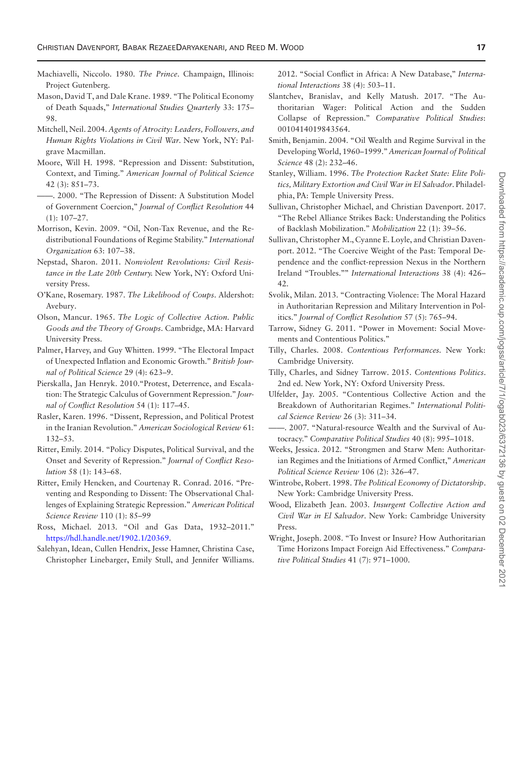Machiavelli, Niccolo. 1980. *The Prince*. Champaign, Illinois: Project Gutenberg.

Mason, David T, and Dale Krane. 1989. "The Political Economy of Death Squads," *International Studies Quarterly* 33: 175–98.

Mitchell, Neil. 2004. *Agents of Atrocity: Leaders, Followers, and Human Rights Violations in Civil War*. New York, NY: Palgrave Macmillan.

Moore, Will H. 1998. "Repression and Dissent: Substitution, Context, and Timing." *American Journal of Political Science* 42 (3): 851–73.

——. 2000. "The Repression of Dissent: A Substitution Model of Government Coercion," *Journal of Conflict Resolution* 44 (1): 107–27.

Morrison, Kevin. 2009. "Oil, Non-Tax Revenue, and the Redistributional Foundations of Regime Stability." *International Organization* 63: 107–38.

Nepstad, Sharon. 2011. *Nonviolent Revolutions: Civil Resistance in the Late 20th Century.* New York, NY: Oxford University Press.

O'Kane, Rosemary. 1987. *The Likelihood of Coups*. Aldershot: Avebury.

Olson, Mancur. 1965. *The Logic of Collective Action. Public Goods and the Theory of Groups*. Cambridge, MA: Harvard University Press.

Palmer, Harvey, and Guy Whitten. 1999. "The Electoral Impact of Unexpected Inflation and Economic Growth." *British Journal of Political Science* 29 (4): 623–9.

Pierskalla, Jan Henryk. 2010."Protest, Deterrence, and Escalation: The Strategic Calculus of Government Repression." *Journal of Conflict Resolution* 54 (1): 117–45.

Rasler, Karen. 1996. "Dissent, Repression, and Political Protest in the Iranian Revolution." *American Sociological Review* 61: 132–53.

Ritter, Emily. 2014. "Policy Disputes, Political Survival, and the Onset and Severity of Repression." *Journal of Conflict Resolution* 58 (1): 143–68.

Ritter, Emily Hencken, and Courtenay R. Conrad. 2016. "Preventing and Responding to Dissent: The Observational Challenges of Explaining Strategic Repression." *American Political Science Review* 110 (1): 85–99

Ross, Michael. 2013. "Oil and Gas Data, 1932–2011." https://hdl.handle.net/1902.1/20369.

Salehyan, Idean, Cullen Hendrix, Jesse Hamner, Christina Case, Christopher Linebarger, Emily Stull, and Jennifer Williams. 2012. "Social Conflict in Africa: A New Database," *International Interactions* 38 (4): 503–11.

Slantchev, Branislav, and Kelly Matush. 2017. "The Authoritarian Wager: Political Action and the Sudden Collapse of Repression." *Comparative Political Studies*: 0010414019843564.

Smith, Benjamin. 2004. "Oil Wealth and Regime Survival in the Developing World, 1960–1999." *American Journal of Political Science* 48 (2): 232–46.

Stanley, William. 1996. *The Protection Racket State: Elite Politics, Military Extortion and Civil War in El Salvador*. Philadelphia, PA: Temple University Press.

Sullivan, Christopher Michael, and Christian Davenport. 2017. "The Rebel Alliance Strikes Back: Understanding the Politics of Backlash Mobilization." *Mobilization* 22 (1): 39–56.

Sullivan, Christopher M., Cyanne E. Loyle, and Christian Davenport. 2012. "The Coercive Weight of the Past: Temporal Dependence and the conflict-repression Nexus in the Northern Ireland "Troubles."" *International Interactions* 38 (4): 426–42.

Svolik, Milan. 2013. "Contracting Violence: The Moral Hazard in Authoritarian Repression and Military Intervention in Politics." *Journal of Conflict Resolution* 57 (5): 765–94.

Tarrow, Sidney G. 2011. "Power in Movement: Social Movements and Contentious Politics."

Tilly, Charles. 2008. *Contentious Performances.* New York: Cambridge University.

Tilly, Charles, and Sidney Tarrow. 2015. *Contentious Politics*. 2nd ed. New York, NY: Oxford University Press.

Ulfelder, Jay. 2005. "Contentious Collective Action and the Breakdown of Authoritarian Regimes." *International Political Science Review* 26 (3): 311–34.

——. 2007. "Natural-resource Wealth and the Survival of Autocracy." *Comparative Political Studies* 40 (8): 995–1018.

Weeks, Jessica. 2012. "Strongmen and Starw Men: Authoritarian Regimes and the Initiations of Armed Conflict," *American Political Science Review* 106 (2): 326–47.

Wintrobe, Robert. 1998. *The Political Economy of Dictatorship*. New York: Cambridge University Press.

Wood, Elizabeth Jean. 2003. *Insurgent Collective Action and Civil War in El Salvador*. New York: Cambridge University Press.

Wright, Joseph. 2008. "To Invest or Insure? How Authoritarian Time Horizons Impact Foreign Aid Effectiveness." *Comparative Political Studies* 41 (7): 971–1000.